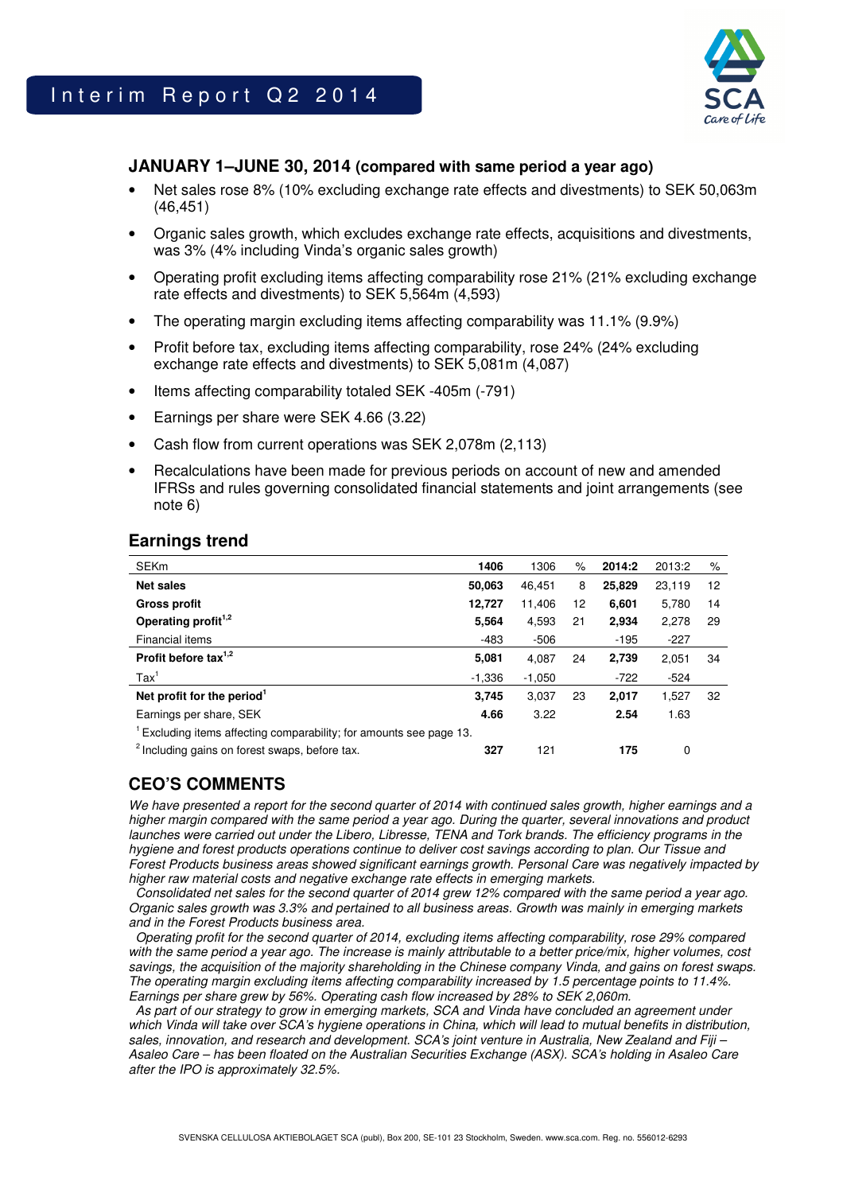# Interim Report Q2 2014

## JANUARY 1–JUNE 30, 2014 (compared with same period a year ago)

- Net sales rose 8% (10% excluding exchange rate effects and divestments) to SEK 50,063m (46,451)
- Organic sales growth, which excludes exchange rate effects, acquisitions and divestments, was 3% (4% including Vinda's organic sales growth)
- Operating profit excluding items affecting comparability rose 21% (21% excluding exchange rate effects and divestments) to SEK 5,564m (4,593)
- The operating margin excluding items affecting comparability was 11.1% (9.9%)
- Profit before tax, excluding items affecting comparability, rose 24% (24% excluding exchange rate effects and divestments) to SEK 5,081m (4,087)
- Items affecting comparability totaled SEK -405m (-791)
- Earnings per share were SEK 4.66 (3.22)
- Cash flow from current operations was SEK 2,078m (2,113)
- Recalculations have been made for previous periods on account of new and amended IFRSs and rules governing consolidated financial statements and joint arrangements (see note 6)

## Earnings trend

| SEKm | 1406 | 1306 | % | 2014:2 | 2013:2 | % |
|---|---|---|---|---|---|---|
| **Net sales** | **50,063** | 46,451 | 8 | **25,829** | 23,119 | 12 |
| **Gross profit** | **12,727** | 11,406 | 12 | **6,601** | 5,780 | 14 |
| **Operating profit**[1,2] | **5,564** | 4,593 | 21 | **2,934** | 2,278 | 29 |
| Financial items | -483 | -506 | | -195 | -227 | |
| **Profit before tax**[1,2] | **5,081** | 4,087 | 24 | **2,739** | 2,051 | 34 |
| Tax[1] | -1,336 | -1,050 | | -722 | -524 | |
| **Net profit for the period**[1] | **3,745** | 3,037 | 23 | **2,017** | 1,527 | 32 |
| Earnings per share, SEK | **4.66** | 3.22 | | **2.54** | 1.63 | |
| [1] Excluding items affecting comparability; for amounts see page 13. | | | | | | |
| [2] Including gains on forest swaps, before tax. | **327** | 121 | | **175** | 0 | |

## CEO'S COMMENTS

*We have presented a report for the second quarter of 2014 with continued sales growth, higher earnings and a higher margin compared with the same period a year ago. During the quarter, several innovations and product launches were carried out under the Libero, Libresse, TENA and Tork brands. The efficiency programs in the hygiene and forest products operations continue to deliver cost savings according to plan. Our Tissue and Forest Products business areas showed significant earnings growth. Personal Care was negatively impacted by higher raw material costs and negative exchange rate effects in emerging markets.*

*Consolidated net sales for the second quarter of 2014 grew 12% compared with the same period a year ago. Organic sales growth was 3.3% and pertained to all business areas. Growth was mainly in emerging markets and in the Forest Products business area.*

*Operating profit for the second quarter of 2014, excluding items affecting comparability, rose 29% compared with the same period a year ago. The increase is mainly attributable to a better price/mix, higher volumes, cost savings, the acquisition of the majority shareholding in the Chinese company Vinda, and gains on forest swaps. The operating margin excluding items affecting comparability increased by 1.5 percentage points to 11.4%. Earnings per share grew by 56%. Operating cash flow increased by 28% to SEK 2,060m.*

*As part of our strategy to grow in emerging markets, SCA and Vinda have concluded an agreement under which Vinda will take over SCA's hygiene operations in China, which will lead to mutual benefits in distribution, sales, innovation, and research and development. SCA's joint venture in Australia, New Zealand and Fiji – Asaleo Care – has been floated on the Australian Securities Exchange (ASX). SCA's holding in Asaleo Care after the IPO is approximately 32.5%.*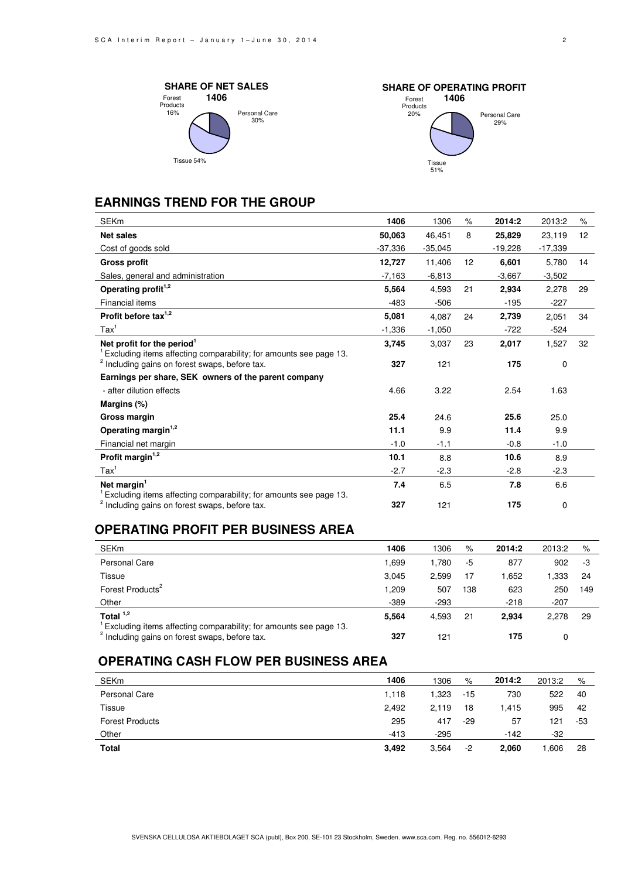**SHARE OF NET SALES 1406**

Forest Products 16%, Personal Care 30%, Tissue 54%

**SHARE OF OPERATING PROFIT 1406**

Forest Products 20%, Personal Care 29%, Tissue 51%

## EARNINGS TREND FOR THE GROUP

| SEKm | 1406 | 1306 | % | 2014:2 | 2013:2 | % |
|---|---|---|---|---|---|---|
| **Net sales** | **50,063** | 46,451 | 8 | **25,829** | 23,119 | 12 |
| Cost of goods sold | -37,336 | -35,045 | | -19,228 | -17,339 | |
| **Gross profit** | **12,727** | 11,406 | 12 | **6,601** | 5,780 | 14 |
| Sales, general and administration | -7,163 | -6,813 | | -3,667 | -3,502 | |
| **Operating profit[1,2]** | **5,564** | 4,593 | 21 | **2,934** | 2,278 | 29 |
| Financial items | -483 | -506 | | -195 | -227 | |
| **Profit before tax[1,2]** | **5,081** | 4,087 | 24 | **2,739** | 2,051 | 34 |
| Tax[1] | -1,336 | -1,050 | | -722 | -524 | |
| **Net profit for the period[1]** | **3,745** | 3,037 | 23 | **2,017** | 1,527 | 32 |
| [1] Excluding items affecting comparability; for amounts see page 13. | | | | | | |
| [2] Including gains on forest swaps, before tax. | **327** | 121 | | **175** | 0 | |
| **Earnings per share, SEK owners of the parent company** | | | | | | |
| - after dilution effects | 4.66 | 3.22 | | 2.54 | 1.63 | |
| **Margins (%)** | | | | | | |
| **Gross margin** | **25.4** | 24.6 | | **25.6** | 25.0 | |
| **Operating margin[1,2]** | **11.1** | 9.9 | | **11.4** | 9.9 | |
| Financial net margin | -1.0 | -1.1 | | -0.8 | -1.0 | |
| **Profit margin[1,2]** | **10.1** | 8.8 | | **10.6** | 8.9 | |
| Tax[1] | -2.7 | -2.3 | | -2.8 | -2.3 | |
| **Net margin[1]** | **7.4** | 6.5 | | **7.8** | 6.6 | |
| [1] Excluding items affecting comparability; for amounts see page 13. | | | | | | |
| [2] Including gains on forest swaps, before tax. | **327** | 121 | | **175** | 0 | |

## OPERATING PROFIT PER BUSINESS AREA

| SEKm | 1406 | 1306 | % | 2014:2 | 2013:2 | % |
|---|---|---|---|---|---|---|
| Personal Care | 1,699 | 1,780 | -5 | 877 | 902 | -3 |
| Tissue | 3,045 | 2,599 | 17 | 1,652 | 1,333 | 24 |
| Forest Products[2] | 1,209 | 507 | 138 | 623 | 250 | 149 |
| Other | -389 | -293 | | -218 | -207 | |
| **Total[1,2]** | **5,564** | 4,593 | 21 | **2,934** | 2,278 | 29 |
| [1] Excluding items affecting comparability; for amounts see page 13. | | | | | | |
| [2] Including gains on forest swaps, before tax. | **327** | 121 | | **175** | 0 | |

## OPERATING CASH FLOW PER BUSINESS AREA

| SEKm | 1406 | 1306 | % | 2014:2 | 2013:2 | % |
|---|---|---|---|---|---|---|
| Personal Care | 1,118 | 1,323 | -15 | 730 | 522 | 40 |
| Tissue | 2,492 | 2,119 | 18 | 1,415 | 995 | 42 |
| Forest Products | 295 | 417 | -29 | 57 | 121 | -53 |
| Other | -413 | -295 | | -142 | -32 | |
| **Total** | **3,492** | 3,564 | -2 | **2,060** | 1,606 | 28 |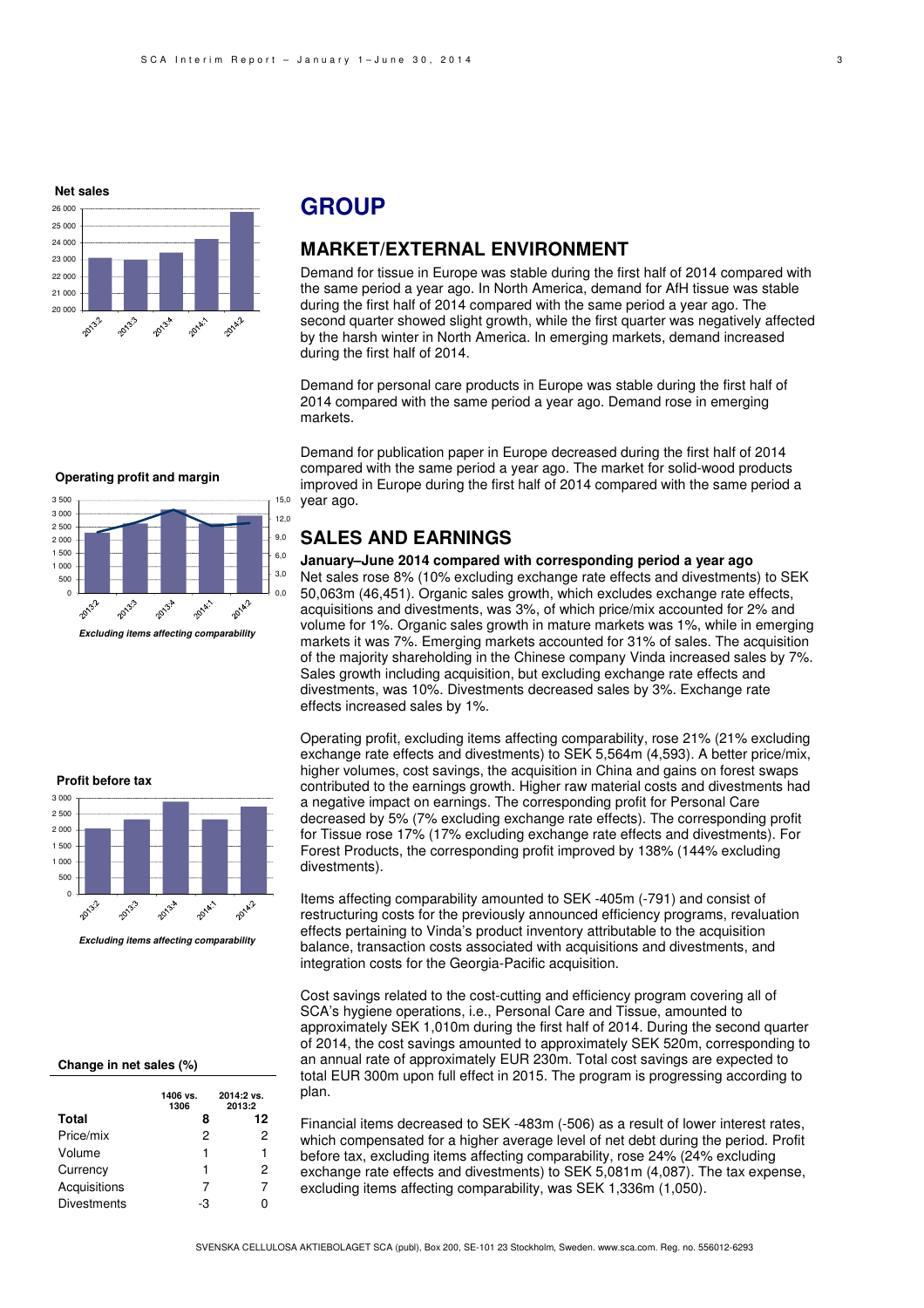# GROUP

## MARKET/EXTERNAL ENVIRONMENT

Demand for tissue in Europe was stable during the first half of 2014 compared with the same period a year ago. In North America, demand for AfH tissue was stable during the first half of 2014 compared with the same period a year ago. The second quarter showed slight growth, while the first quarter was negatively affected by the harsh winter in North America. In emerging markets, demand increased during the first half of 2014.

Demand for personal care products in Europe was stable during the first half of 2014 compared with the same period a year ago. Demand rose in emerging markets.

Demand for publication paper in Europe decreased during the first half of 2014 compared with the same period a year ago. The market for solid-wood products improved in Europe during the first half of 2014 compared with the same period a year ago.

## SALES AND EARNINGS

**January–June 2014 compared with corresponding period a year ago**

Net sales rose 8% (10% excluding exchange rate effects and divestments) to SEK 50,063m (46,451). Organic sales growth, which excludes exchange rate effects, acquisitions and divestments, was 3%, of which price/mix accounted for 2% and volume for 1%. Organic sales growth in mature markets was 1%, while in emerging markets it was 7%. Emerging markets accounted for 31% of sales. The acquisition of the majority shareholding in the Chinese company Vinda increased sales by 7%. Sales growth including acquisition, but excluding exchange rate effects and divestments, was 10%. Divestments decreased sales by 3%. Exchange rate effects increased sales by 1%.

Operating profit, excluding items affecting comparability, rose 21% (21% excluding exchange rate effects and divestments) to SEK 5,564m (4,593). A better price/mix, higher volumes, cost savings, the acquisition in China and gains on forest swaps contributed to the earnings growth. Higher raw material costs and divestments had a negative impact on earnings. The corresponding profit for Personal Care decreased by 5% (7% excluding exchange rate effects). The corresponding profit for Tissue rose 17% (17% excluding exchange rate effects and divestments). For Forest Products, the corresponding profit improved by 138% (144% excluding divestments).

Items affecting comparability amounted to SEK -405m (-791) and consist of restructuring costs for the previously announced efficiency programs, revaluation effects pertaining to Vinda's product inventory attributable to the acquisition balance, transaction costs associated with acquisitions and divestments, and integration costs for the Georgia-Pacific acquisition.

Cost savings related to the cost-cutting and efficiency program covering all of SCA's hygiene operations, i.e., Personal Care and Tissue, amounted to approximately SEK 1,010m during the first half of 2014. During the second quarter of 2014, the cost savings amounted to approximately SEK 520m, corresponding to an annual rate of approximately EUR 230m. Total cost savings are expected to total EUR 300m upon full effect in 2015. The program is progressing according to plan.

Financial items decreased to SEK -483m (-506) as a result of lower interest rates, which compensated for a higher average level of net debt during the period. Profit before tax, excluding items affecting comparability, rose 24% (24% excluding exchange rate effects and divestments) to SEK 5,081m (4,087). The tax expense, excluding items affecting comparability, was SEK 1,336m (1,050).

**Net sales**

**Operating profit and margin**

*Excluding items affecting comparability*

**Profit before tax**

*Excluding items affecting comparability*

**Change in net sales (%)**

| | 1406 vs. 1306 | 2014:2 vs. 2013:2 |
|---|---|---|
| **Total** | **8** | **12** |
| Price/mix | 2 | 2 |
| Volume | 1 | 1 |
| Currency | 1 | 2 |
| Acquisitions | 7 | 7 |
| Divestments | -3 | 0 |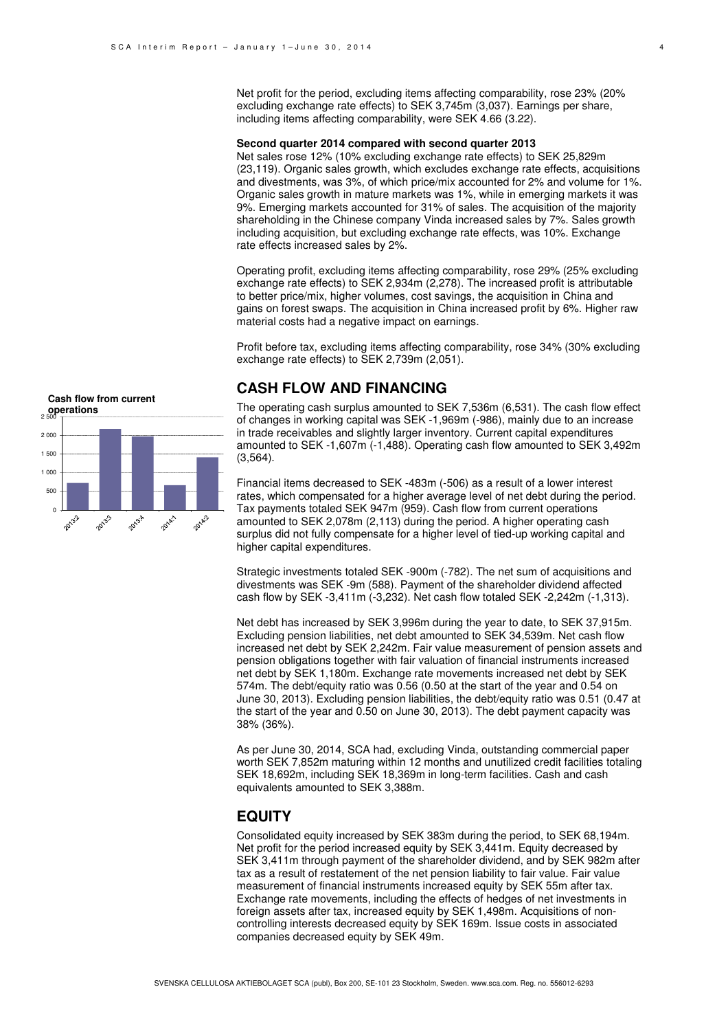Net profit for the period, excluding items affecting comparability, rose 23% (20% excluding exchange rate effects) to SEK 3,745m (3,037). Earnings per share, including items affecting comparability, were SEK 4.66 (3.22).

**Second quarter 2014 compared with second quarter 2013**

Net sales rose 12% (10% excluding exchange rate effects) to SEK 25,829m (23,119). Organic sales growth, which excludes exchange rate effects, acquisitions and divestments, was 3%, of which price/mix accounted for 2% and volume for 1%. Organic sales growth in mature markets was 1%, while in emerging markets it was 9%. Emerging markets accounted for 31% of sales. The acquisition of the majority shareholding in the Chinese company Vinda increased sales by 7%. Sales growth including acquisition, but excluding exchange rate effects, was 10%. Exchange rate effects increased sales by 2%.

Operating profit, excluding items affecting comparability, rose 29% (25% excluding exchange rate effects) to SEK 2,934m (2,278). The increased profit is attributable to better price/mix, higher volumes, cost savings, the acquisition in China and gains on forest swaps. The acquisition in China increased profit by 6%. Higher raw material costs had a negative impact on earnings.

Profit before tax, excluding items affecting comparability, rose 34% (30% excluding exchange rate effects) to SEK 2,739m (2,051).

## CASH FLOW AND FINANCING

**Cash flow from current operations**

| | 2013:2 | 2013:3 | 2013:4 | 2014:1 | 2014:2 |
|---|---|---|---|---|---|
| (axis 0–2 500) | | | | | |

The operating cash surplus amounted to SEK 7,536m (6,531). The cash flow effect of changes in working capital was SEK -1,969m (-986), mainly due to an increase in trade receivables and slightly larger inventory. Current capital expenditures amounted to SEK -1,607m (-1,488). Operating cash flow amounted to SEK 3,492m (3,564).

Financial items decreased to SEK -483m (-506) as a result of a lower interest rates, which compensated for a higher average level of net debt during the period. Tax payments totaled SEK 947m (959). Cash flow from current operations amounted to SEK 2,078m (2,113) during the period. A higher operating cash surplus did not fully compensate for a higher level of tied-up working capital and higher capital expenditures.

Strategic investments totaled SEK -900m (-782). The net sum of acquisitions and divestments was SEK -9m (588). Payment of the shareholder dividend affected cash flow by SEK -3,411m (-3,232). Net cash flow totaled SEK -2,242m (-1,313).

Net debt has increased by SEK 3,996m during the year to date, to SEK 37,915m. Excluding pension liabilities, net debt amounted to SEK 34,539m. Net cash flow increased net debt by SEK 2,242m. Fair value measurement of pension assets and pension obligations together with fair valuation of financial instruments increased net debt by SEK 1,180m. Exchange rate movements increased net debt by SEK 574m. The debt/equity ratio was 0.56 (0.50 at the start of the year and 0.54 on June 30, 2013). Excluding pension liabilities, the debt/equity ratio was 0.51 (0.47 at the start of the year and 0.50 on June 30, 2013). The debt payment capacity was 38% (36%).

As per June 30, 2014, SCA had, excluding Vinda, outstanding commercial paper worth SEK 7,852m maturing within 12 months and unutilized credit facilities totaling SEK 18,692m, including SEK 18,369m in long-term facilities. Cash and cash equivalents amounted to SEK 3,388m.

## EQUITY

Consolidated equity increased by SEK 383m during the period, to SEK 68,194m. Net profit for the period increased equity by SEK 3,441m. Equity decreased by SEK 3,411m through payment of the shareholder dividend, and by SEK 982m after tax as a result of restatement of the net pension liability to fair value. Fair value measurement of financial instruments increased equity by SEK 55m after tax. Exchange rate movements, including the effects of hedges of net investments in foreign assets after tax, increased equity by SEK 1,498m. Acquisitions of non-controlling interests decreased equity by SEK 169m. Issue costs in associated companies decreased equity by SEK 49m.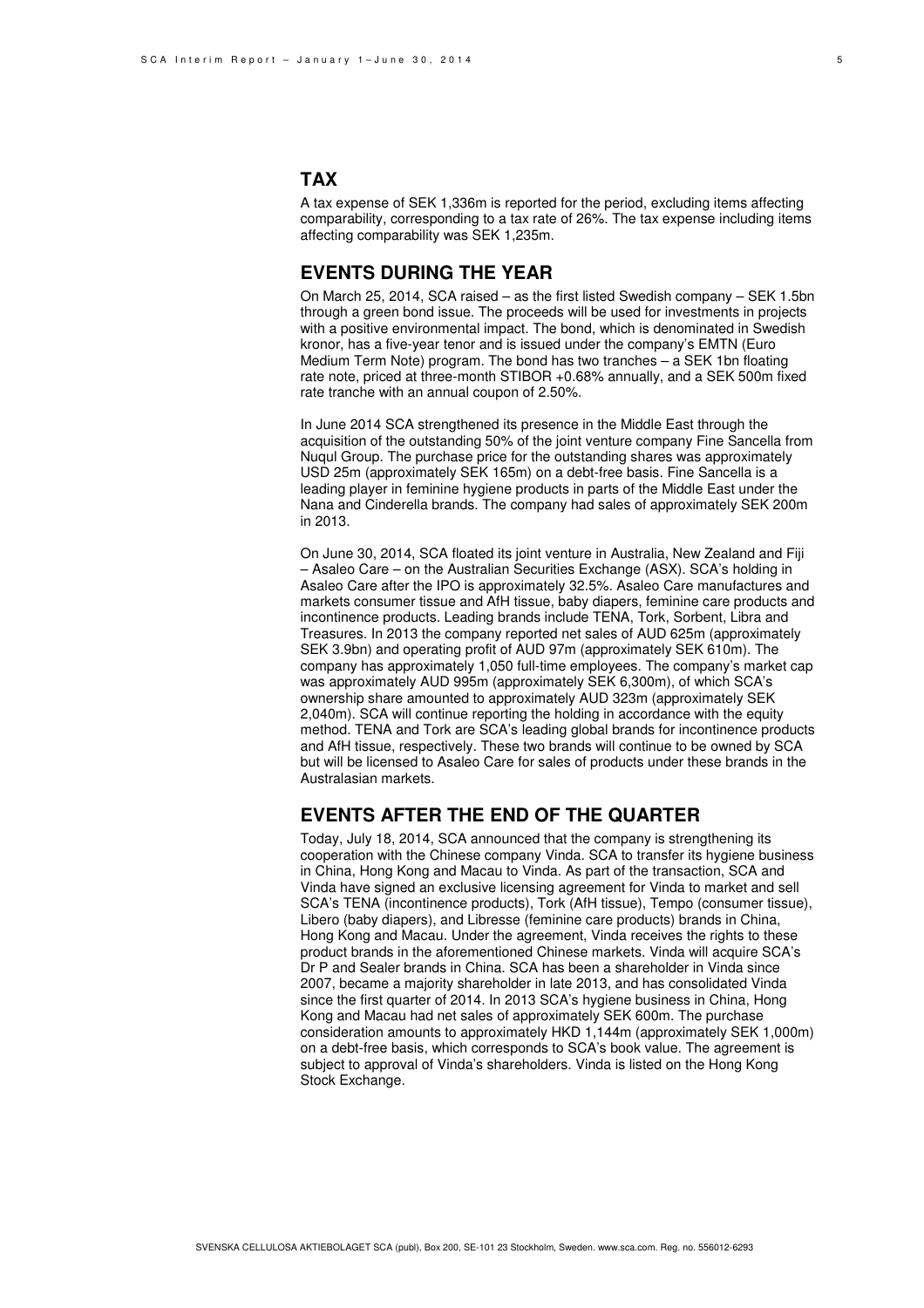## TAX

A tax expense of SEK 1,336m is reported for the period, excluding items affecting comparability, corresponding to a tax rate of 26%. The tax expense including items affecting comparability was SEK 1,235m.

## EVENTS DURING THE YEAR

On March 25, 2014, SCA raised – as the first listed Swedish company – SEK 1.5bn through a green bond issue. The proceeds will be used for investments in projects with a positive environmental impact. The bond, which is denominated in Swedish kronor, has a five-year tenor and is issued under the company's EMTN (Euro Medium Term Note) program. The bond has two tranches – a SEK 1bn floating rate note, priced at three-month STIBOR +0.68% annually, and a SEK 500m fixed rate tranche with an annual coupon of 2.50%.

In June 2014 SCA strengthened its presence in the Middle East through the acquisition of the outstanding 50% of the joint venture company Fine Sancella from Nuqul Group. The purchase price for the outstanding shares was approximately USD 25m (approximately SEK 165m) on a debt-free basis. Fine Sancella is a leading player in feminine hygiene products in parts of the Middle East under the Nana and Cinderella brands. The company had sales of approximately SEK 200m in 2013.

On June 30, 2014, SCA floated its joint venture in Australia, New Zealand and Fiji – Asaleo Care – on the Australian Securities Exchange (ASX). SCA's holding in Asaleo Care after the IPO is approximately 32.5%. Asaleo Care manufactures and markets consumer tissue and AfH tissue, baby diapers, feminine care products and incontinence products. Leading brands include TENA, Tork, Sorbent, Libra and Treasures. In 2013 the company reported net sales of AUD 625m (approximately SEK 3.9bn) and operating profit of AUD 97m (approximately SEK 610m). The company has approximately 1,050 full-time employees. The company's market cap was approximately AUD 995m (approximately SEK 6,300m), of which SCA's ownership share amounted to approximately AUD 323m (approximately SEK 2,040m). SCA will continue reporting the holding in accordance with the equity method. TENA and Tork are SCA's leading global brands for incontinence products and AfH tissue, respectively. These two brands will continue to be owned by SCA but will be licensed to Asaleo Care for sales of products under these brands in the Australasian markets.

## EVENTS AFTER THE END OF THE QUARTER

Today, July 18, 2014, SCA announced that the company is strengthening its cooperation with the Chinese company Vinda. SCA to transfer its hygiene business in China, Hong Kong and Macau to Vinda. As part of the transaction, SCA and Vinda have signed an exclusive licensing agreement for Vinda to market and sell SCA's TENA (incontinence products), Tork (AfH tissue), Tempo (consumer tissue), Libero (baby diapers), and Libresse (feminine care products) brands in China, Hong Kong and Macau. Under the agreement, Vinda receives the rights to these product brands in the aforementioned Chinese markets. Vinda will acquire SCA's Dr P and Sealer brands in China. SCA has been a shareholder in Vinda since 2007, became a majority shareholder in late 2013, and has consolidated Vinda since the first quarter of 2014. In 2013 SCA's hygiene business in China, Hong Kong and Macau had net sales of approximately SEK 600m. The purchase consideration amounts to approximately HKD 1,144m (approximately SEK 1,000m) on a debt-free basis, which corresponds to SCA's book value. The agreement is subject to approval of Vinda's shareholders. Vinda is listed on the Hong Kong Stock Exchange.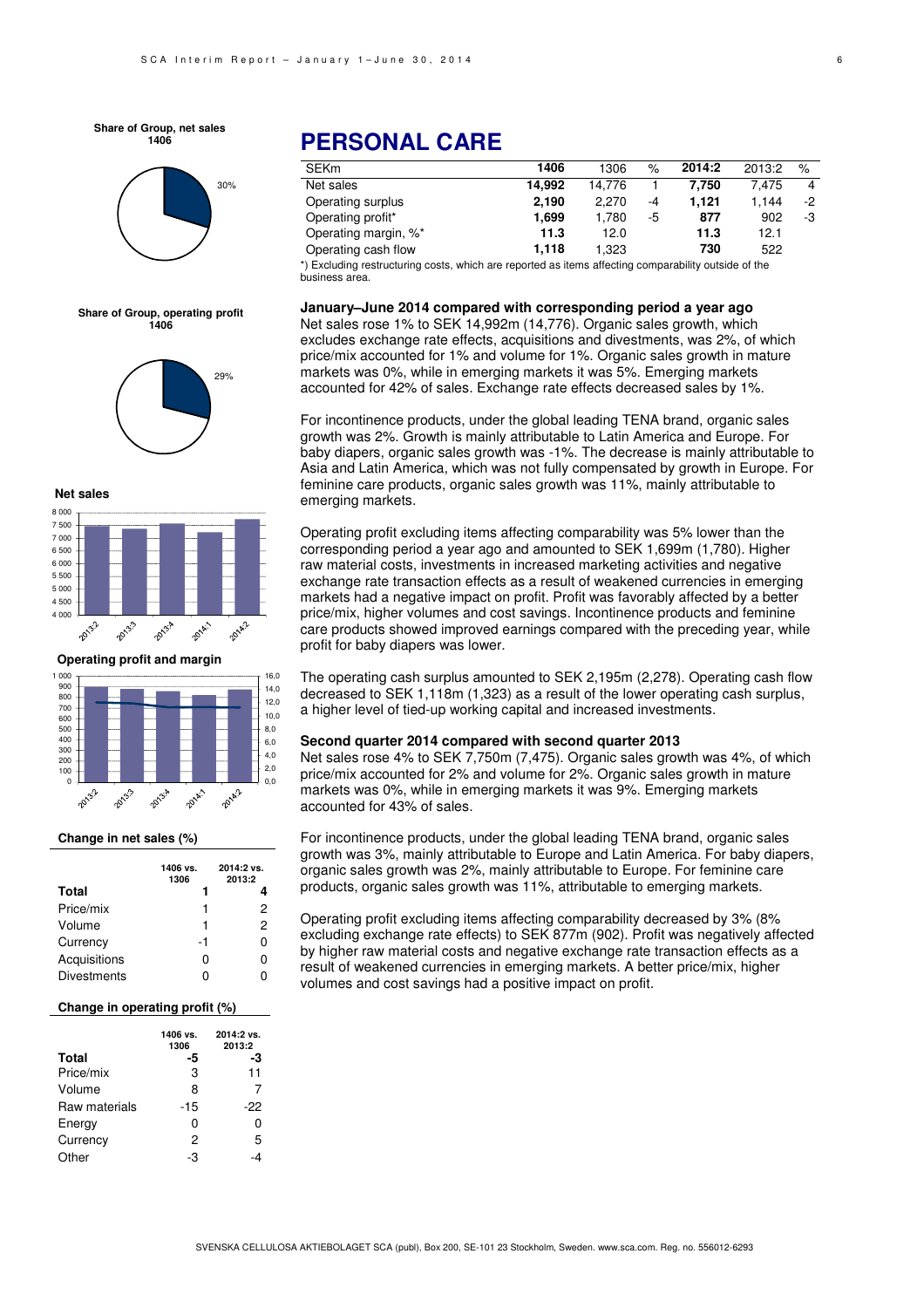# PERSONAL CARE

| SEKm | 1406 | 1306 | % | 2014:2 | 2013:2 | % |
|---|---|---|---|---|---|---|
| Net sales | **14,992** | 14,776 | 1 | **7,750** | 7,475 | 4 |
| Operating surplus | **2,190** | 2,270 | -4 | **1,121** | 1,144 | -2 |
| Operating profit* | **1,699** | 1,780 | -5 | **877** | 902 | -3 |
| Operating margin, %* | **11.3** | 12.0 | | **11.3** | 12.1 | |
| Operating cash flow | **1,118** | 1,323 | | **730** | 522 | |

*) Excluding restructuring costs, which are reported as items affecting comparability outside of the business area.

**Share of Group, net sales 1406**

30%

**Share of Group, operating profit 1406**

29%

**Net sales**

**Operating profit and margin**

**Change in net sales (%)**

| | 1406 vs. 1306 | 2014:2 vs. 2013:2 |
|---|---|---|
| **Total** | **1** | **4** |
| Price/mix | 1 | 2 |
| Volume | 1 | 2 |
| Currency | -1 | 0 |
| Acquisitions | 0 | 0 |
| Divestments | 0 | 0 |

**Change in operating profit (%)**

| | 1406 vs. 1306 | 2014:2 vs. 2013:2 |
|---|---|---|
| **Total** | **-5** | **-3** |
| Price/mix | 3 | 11 |
| Volume | 8 | 7 |
| Raw materials | -15 | -22 |
| Energy | 0 | 0 |
| Currency | 2 | 5 |
| Other | -3 | -4 |

### January–June 2014 compared with corresponding period a year ago

Net sales rose 1% to SEK 14,992m (14,776). Organic sales growth, which excludes exchange rate effects, acquisitions and divestments, was 2%, of which price/mix accounted for 1% and volume for 1%. Organic sales growth in mature markets was 0%, while in emerging markets it was 5%. Emerging markets accounted for 42% of sales. Exchange rate effects decreased sales by 1%.

For incontinence products, under the global leading TENA brand, organic sales growth was 2%. Growth is mainly attributable to Latin America and Europe. For baby diapers, organic sales growth was -1%. The decrease is mainly attributable to Asia and Latin America, which was not fully compensated by growth in Europe. For feminine care products, organic sales growth was 11%, mainly attributable to emerging markets.

Operating profit excluding items affecting comparability was 5% lower than the corresponding period a year ago and amounted to SEK 1,699m (1,780). Higher raw material costs, investments in increased marketing activities and negative exchange rate transaction effects as a result of weakened currencies in emerging markets had a negative impact on profit. Profit was favorably affected by a better price/mix, higher volumes and cost savings. Incontinence products and feminine care products showed improved earnings compared with the preceding year, while profit for baby diapers was lower.

The operating cash surplus amounted to SEK 2,195m (2,278). Operating cash flow decreased to SEK 1,118m (1,323) as a result of the lower operating cash surplus, a higher level of tied-up working capital and increased investments.

### Second quarter 2014 compared with second quarter 2013

Net sales rose 4% to SEK 7,750m (7,475). Organic sales growth was 4%, of which price/mix accounted for 2% and volume for 2%. Organic sales growth in mature markets was 0%, while in emerging markets it was 9%. Emerging markets accounted for 43% of sales.

For incontinence products, under the global leading TENA brand, organic sales growth was 3%, mainly attributable to Europe and Latin America. For baby diapers, organic sales growth was 2%, mainly attributable to Europe. For feminine care products, organic sales growth was 11%, attributable to emerging markets.

Operating profit excluding items affecting comparability decreased by 3% (8% excluding exchange rate effects) to SEK 877m (902). Profit was negatively affected by higher raw material costs and negative exchange rate transaction effects as a result of weakened currencies in emerging markets. A better price/mix, higher volumes and cost savings had a positive impact on profit.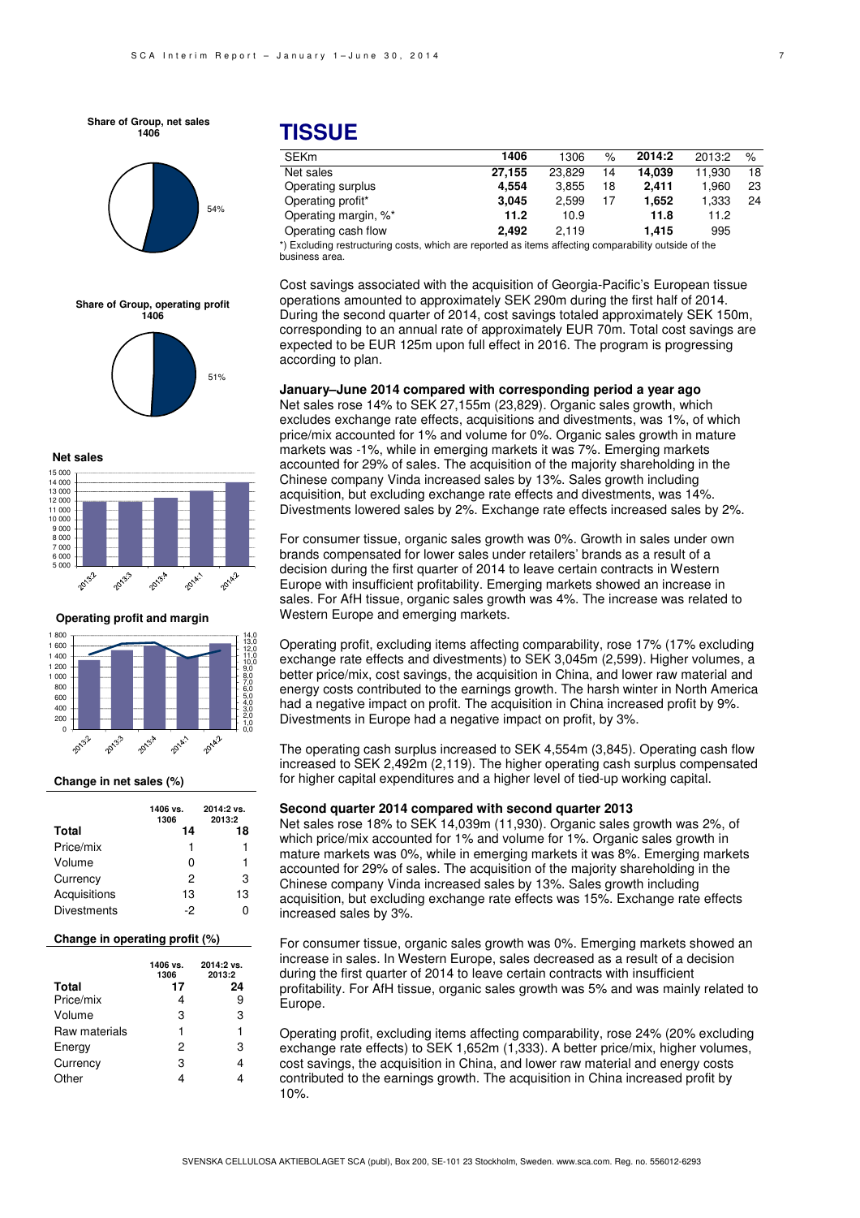Share of Group, net sales
1406

54%

Share of Group, operating profit
1406

51%

Net sales

Operating profit and margin

**Change in net sales (%)**

| | 1406 vs. 1306 | 2014:2 vs. 2013:2 |
|---|---|---|
| **Total** | **14** | **18** |
| Price/mix | 1 | 1 |
| Volume | 0 | 1 |
| Currency | 2 | 3 |
| Acquisitions | 13 | 13 |
| Divestments | -2 | 0 |

**Change in operating profit (%)**

| | 1406 vs. 1306 | 2014:2 vs. 2013:2 |
|---|---|---|
| **Total** | **17** | **24** |
| Price/mix | 4 | 9 |
| Volume | 3 | 3 |
| Raw materials | 1 | 1 |
| Energy | 2 | 3 |
| Currency | 3 | 4 |
| Other | 4 | 4 |

# TISSUE

| SEKm | 1406 | 1306 | % | 2014:2 | 2013:2 | % |
|---|---|---|---|---|---|---|
| Net sales | **27,155** | 23,829 | 14 | **14,039** | 11,930 | 18 |
| Operating surplus | **4,554** | 3,855 | 18 | **2,411** | 1,960 | 23 |
| Operating profit* | **3,045** | 2,599 | 17 | **1,652** | 1,333 | 24 |
| Operating margin, %* | **11.2** | 10.9 | | **11.8** | 11.2 | |
| Operating cash flow | **2,492** | 2,119 | | **1,415** | 995 | |

*) Excluding restructuring costs, which are reported as items affecting comparability outside of the business area.

Cost savings associated with the acquisition of Georgia-Pacific's European tissue operations amounted to approximately SEK 290m during the first half of 2014. During the second quarter of 2014, cost savings totaled approximately SEK 150m, corresponding to an annual rate of approximately EUR 70m. Total cost savings are expected to be EUR 125m upon full effect in 2016. The program is progressing according to plan.

**January–June 2014 compared with corresponding period a year ago**

Net sales rose 14% to SEK 27,155m (23,829). Organic sales growth, which excludes exchange rate effects, acquisitions and divestments, was 1%, of which price/mix accounted for 1% and volume for 0%. Organic sales growth in mature markets was -1%, while in emerging markets it was 7%. Emerging markets accounted for 29% of sales. The acquisition of the majority shareholding in the Chinese company Vinda increased sales by 13%. Sales growth including acquisition, but excluding exchange rate effects and divestments, was 14%. Divestments lowered sales by 2%. Exchange rate effects increased sales by 2%.

For consumer tissue, organic sales growth was 0%. Growth in sales under own brands compensated for lower sales under retailers' brands as a result of a decision during the first quarter of 2014 to leave certain contracts in Western Europe with insufficient profitability. Emerging markets showed an increase in sales. For AfH tissue, organic sales growth was 4%. The increase was related to Western Europe and emerging markets.

Operating profit, excluding items affecting comparability, rose 17% (17% excluding exchange rate effects and divestments) to SEK 3,045m (2,599). Higher volumes, a better price/mix, cost savings, the acquisition in China, and lower raw material and energy costs contributed to the earnings growth. The harsh winter in North America had a negative impact on profit. The acquisition in China increased profit by 9%. Divestments in Europe had a negative impact on profit, by 3%.

The operating cash surplus increased to SEK 4,554m (3,845). Operating cash flow increased to SEK 2,492m (2,119). The higher operating cash surplus compensated for higher capital expenditures and a higher level of tied-up working capital.

**Second quarter 2014 compared with second quarter 2013**

Net sales rose 18% to SEK 14,039m (11,930). Organic sales growth was 2%, of which price/mix accounted for 1% and volume for 1%. Organic sales growth in mature markets was 0%, while in emerging markets it was 8%. Emerging markets accounted for 29% of sales. The acquisition of the majority shareholding in the Chinese company Vinda increased sales by 13%. Sales growth including acquisition, but excluding exchange rate effects was 15%. Exchange rate effects increased sales by 3%.

For consumer tissue, organic sales growth was 0%. Emerging markets showed an increase in sales. In Western Europe, sales decreased as a result of a decision during the first quarter of 2014 to leave certain contracts with insufficient profitability. For AfH tissue, organic sales growth was 5% and was mainly related to Europe.

Operating profit, excluding items affecting comparability, rose 24% (20% excluding exchange rate effects) to SEK 1,652m (1,333). A better price/mix, higher volumes, cost savings, the acquisition in China, and lower raw material and energy costs contributed to the earnings growth. The acquisition in China increased profit by 10%.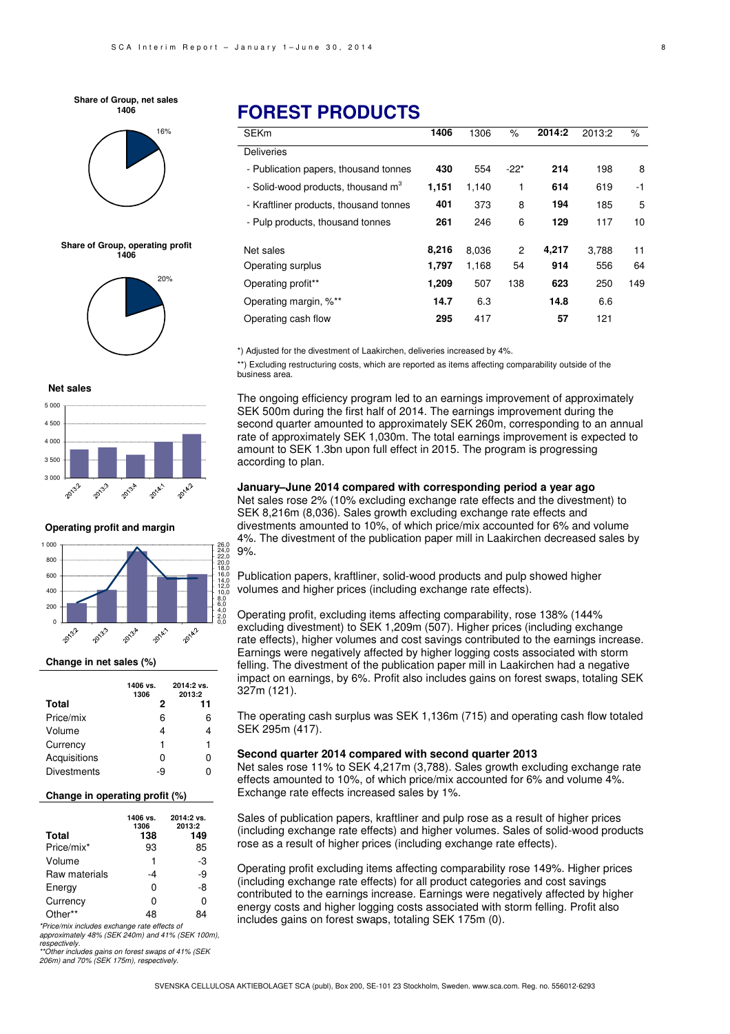**Share of Group, net sales 1406**

16%

**Share of Group, operating profit 1406**

20%

**Net sales**

**Operating profit and margin**

**Change in net sales (%)**

| | 1406 vs. 1306 | 2014:2 vs. 2013:2 |
|---|---|---|
| **Total** | **2** | **11** |
| Price/mix | 6 | 6 |
| Volume | 4 | 4 |
| Currency | 1 | 1 |
| Acquisitions | 0 | 0 |
| Divestments | -9 | 0 |

**Change in operating profit (%)**

| | 1406 vs. 1306 | 2014:2 vs. 2013:2 |
|---|---|---|
| **Total** | **138** | **149** |
| Price/mix* | 93 | 85 |
| Volume | 1 | -3 |
| Raw materials | -4 | -9 |
| Energy | 0 | -8 |
| Currency | 0 | 0 |
| Other** | 48 | 84 |

*\*Price/mix includes exchange rate effects of approximately 48% (SEK 240m) and 41% (SEK 100m), respectively.*
*\*\*Other includes gains on forest swaps of 41% (SEK 206m) and 70% (SEK 175m), respectively.*

# FOREST PRODUCTS

| SEKm | 1406 | 1306 | % | 2014:2 | 2013:2 | % |
|---|---|---|---|---|---|---|
| Deliveries | | | | | | |
| - Publication papers, thousand tonnes | **430** | 554 | -22* | **214** | 198 | 8 |
| - Solid-wood products, thousand $m^3$ | **1,151** | 1,140 | 1 | **614** | 619 | -1 |
| - Kraftliner products, thousand tonnes | **401** | 373 | 8 | **194** | 185 | 5 |
| - Pulp products, thousand tonnes | **261** | 246 | 6 | **129** | 117 | 10 |
| | | | | | | |
| Net sales | **8,216** | 8,036 | 2 | **4,217** | 3,788 | 11 |
| Operating surplus | **1,797** | 1,168 | 54 | **914** | 556 | 64 |
| Operating profit** | **1,209** | 507 | 138 | **623** | 250 | 149 |
| Operating margin, %** | **14.7** | 6.3 | | **14.8** | 6.6 | |
| Operating cash flow | **295** | 417 | | **57** | 121 | |

*) Adjusted for the divestment of Laakirchen, deliveries increased by 4%.

**) Excluding restructuring costs, which are reported as items affecting comparability outside of the business area.

The ongoing efficiency program led to an earnings improvement of approximately SEK 500m during the first half of 2014. The earnings improvement during the second quarter amounted to approximately SEK 260m, corresponding to an annual rate of approximately SEK 1,030m. The total earnings improvement is expected to amount to SEK 1.3bn upon full effect in 2015. The program is progressing according to plan.

### January–June 2014 compared with corresponding period a year ago

Net sales rose 2% (10% excluding exchange rate effects and the divestment) to SEK 8,216m (8,036). Sales growth excluding exchange rate effects and divestments amounted to 10%, of which price/mix accounted for 6% and volume 4%. The divestment of the publication paper mill in Laakirchen decreased sales by 9%.

Publication papers, kraftliner, solid-wood products and pulp showed higher volumes and higher prices (including exchange rate effects).

Operating profit, excluding items affecting comparability, rose 138% (144% excluding divestment) to SEK 1,209m (507). Higher prices (including exchange rate effects), higher volumes and cost savings contributed to the earnings increase. Earnings were negatively affected by higher logging costs associated with storm felling. The divestment of the publication paper mill in Laakirchen had a negative impact on earnings, by 6%. Profit also includes gains on forest swaps, totaling SEK 327m (121).

The operating cash surplus was SEK 1,136m (715) and operating cash flow totaled SEK 295m (417).

### Second quarter 2014 compared with second quarter 2013

Net sales rose 11% to SEK 4,217m (3,788). Sales growth excluding exchange rate effects amounted to 10%, of which price/mix accounted for 6% and volume 4%. Exchange rate effects increased sales by 1%.

Sales of publication papers, kraftliner and pulp rose as a result of higher prices (including exchange rate effects) and higher volumes. Sales of solid-wood products rose as a result of higher prices (including exchange rate effects).

Operating profit excluding items affecting comparability rose 149%. Higher prices (including exchange rate effects) for all product categories and cost savings contributed to the earnings increase. Earnings were negatively affected by higher energy costs and higher logging costs associated with storm felling. Profit also includes gains on forest swaps, totaling SEK 175m (0).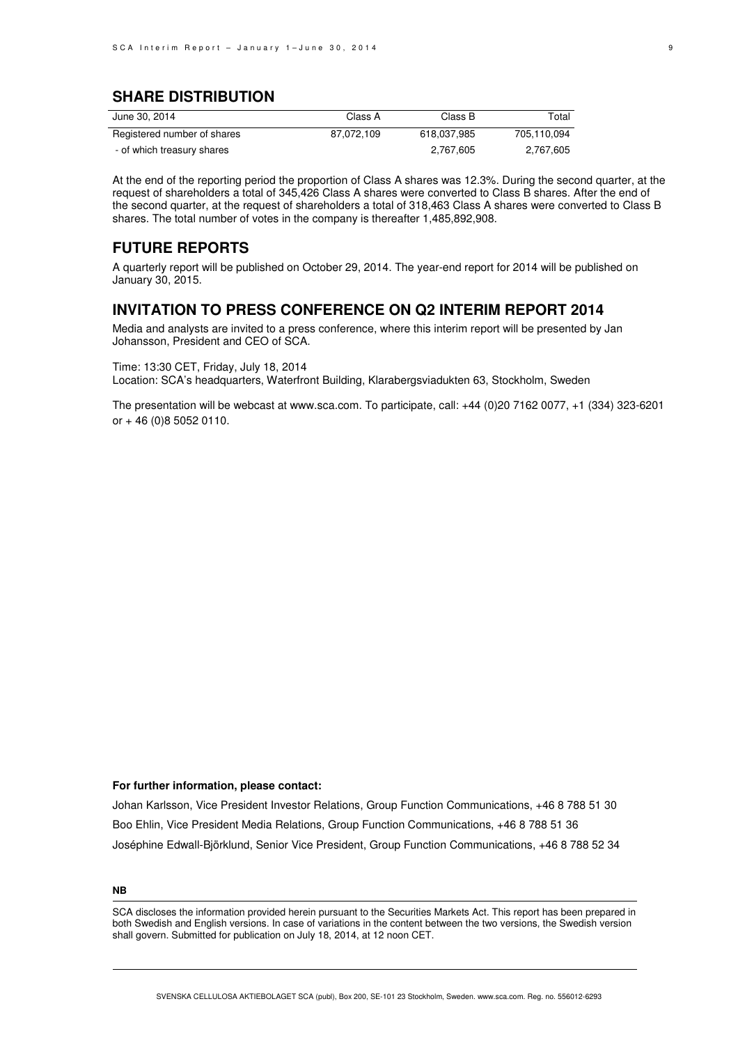## SHARE DISTRIBUTION

| June 30, 2014 | Class A | Class B | Total |
|---|---|---|---|
| Registered number of shares | 87,072,109 | 618,037,985 | 705,110,094 |
| - of which treasury shares | | 2,767,605 | 2,767,605 |

At the end of the reporting period the proportion of Class A shares was 12.3%. During the second quarter, at the request of shareholders a total of 345,426 Class A shares were converted to Class B shares. After the end of the second quarter, at the request of shareholders a total of 318,463 Class A shares were converted to Class B shares. The total number of votes in the company is thereafter 1,485,892,908.

## FUTURE REPORTS

A quarterly report will be published on October 29, 2014. The year-end report for 2014 will be published on January 30, 2015.

## INVITATION TO PRESS CONFERENCE ON Q2 INTERIM REPORT 2014

Media and analysts are invited to a press conference, where this interim report will be presented by Jan Johansson, President and CEO of SCA.

Time: 13:30 CET, Friday, July 18, 2014
Location: SCA's headquarters, Waterfront Building, Klarabergsviadukten 63, Stockholm, Sweden

The presentation will be webcast at www.sca.com. To participate, call: +44 (0)20 7162 0077, +1 (334) 323-6201 or + 46 (0)8 5052 0110.

**For further information, please contact:**

Johan Karlsson, Vice President Investor Relations, Group Function Communications, +46 8 788 51 30

Boo Ehlin, Vice President Media Relations, Group Function Communications, +46 8 788 51 36

Joséphine Edwall-Björklund, Senior Vice President, Group Function Communications, +46 8 788 52 34

**NB**

SCA discloses the information provided herein pursuant to the Securities Markets Act. This report has been prepared in both Swedish and English versions. In case of variations in the content between the two versions, the Swedish version shall govern. Submitted for publication on July 18, 2014, at 12 noon CET.

SVENSKA CELLULOSA AKTIEBOLAGET SCA (publ), Box 200, SE-101 23 Stockholm, Sweden. www.sca.com. Reg. no. 556012-6293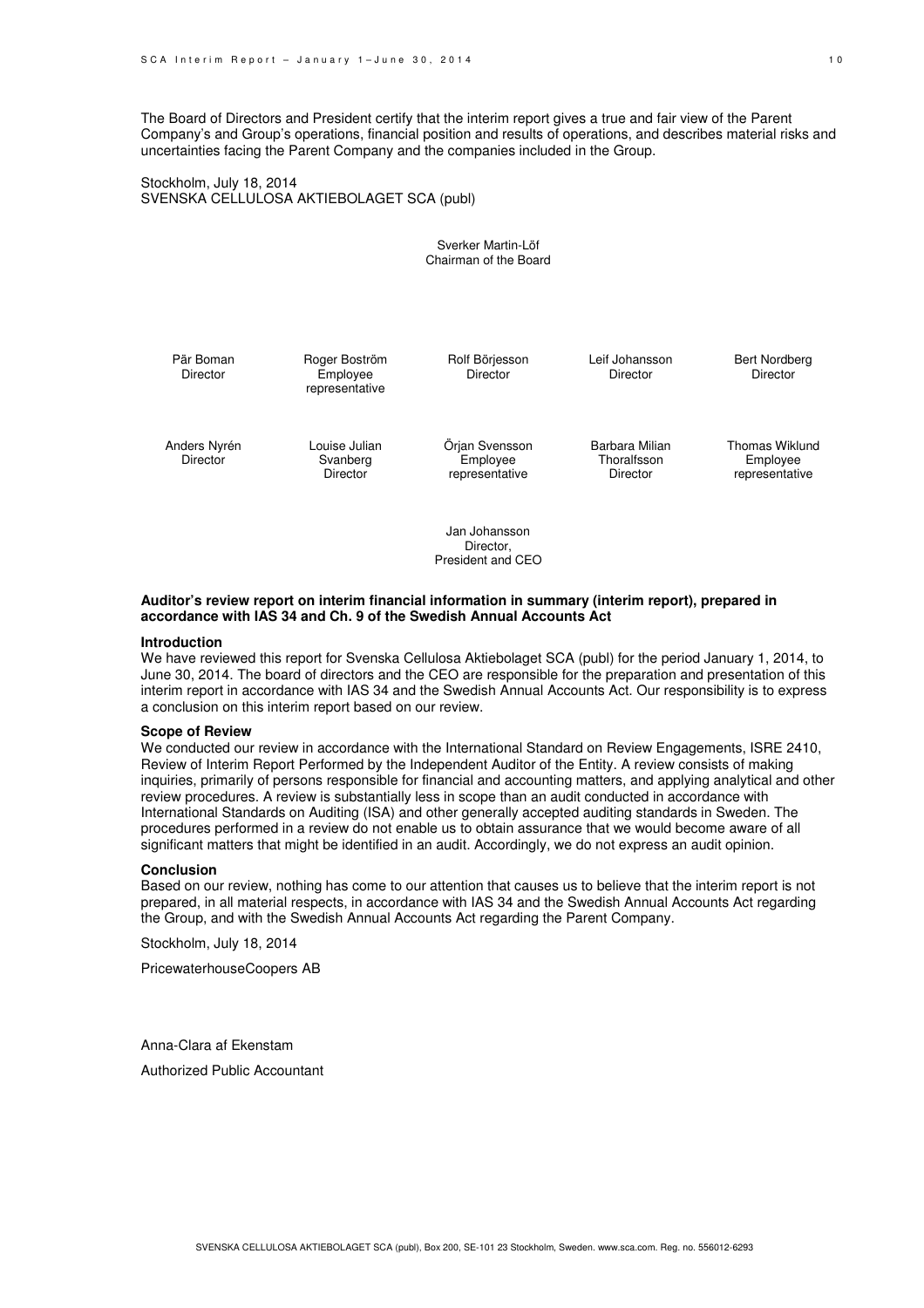The Board of Directors and President certify that the interim report gives a true and fair view of the Parent Company's and Group's operations, financial position and results of operations, and describes material risks and uncertainties facing the Parent Company and the companies included in the Group.

Stockholm, July 18, 2014
SVENSKA CELLULOSA AKTIEBOLAGET SCA (publ)

Sverker Martin-Löf
Chairman of the Board

Pär Boman
Director

Roger Boström
Employee representative

Rolf Börjesson
Director

Leif Johansson
Director

Bert Nordberg
Director

Anders Nyrén
Director

Louise Julian Svanberg
Director

Örjan Svensson
Employee representative

Barbara Milian Thoralfsson
Director

Thomas Wiklund
Employee representative

Jan Johansson
Director,
President and CEO

**Auditor's review report on interim financial information in summary (interim report), prepared in accordance with IAS 34 and Ch. 9 of the Swedish Annual Accounts Act**

**Introduction**

We have reviewed this report for Svenska Cellulosa Aktiebolaget SCA (publ) for the period January 1, 2014, to June 30, 2014. The board of directors and the CEO are responsible for the preparation and presentation of this interim report in accordance with IAS 34 and the Swedish Annual Accounts Act. Our responsibility is to express a conclusion on this interim report based on our review.

**Scope of Review**

We conducted our review in accordance with the International Standard on Review Engagements, ISRE 2410, Review of Interim Report Performed by the Independent Auditor of the Entity. A review consists of making inquiries, primarily of persons responsible for financial and accounting matters, and applying analytical and other review procedures. A review is substantially less in scope than an audit conducted in accordance with International Standards on Auditing (ISA) and other generally accepted auditing standards in Sweden. The procedures performed in a review do not enable us to obtain assurance that we would become aware of all significant matters that might be identified in an audit. Accordingly, we do not express an audit opinion.

**Conclusion**

Based on our review, nothing has come to our attention that causes us to believe that the interim report is not prepared, in all material respects, in accordance with IAS 34 and the Swedish Annual Accounts Act regarding the Group, and with the Swedish Annual Accounts Act regarding the Parent Company.

Stockholm, July 18, 2014

PricewaterhouseCoopers AB

Anna-Clara af Ekenstam

Authorized Public Accountant

SVENSKA CELLULOSA AKTIEBOLAGET SCA (publ), Box 200, SE-101 23 Stockholm, Sweden. www.sca.com. Reg. no. 556012-6293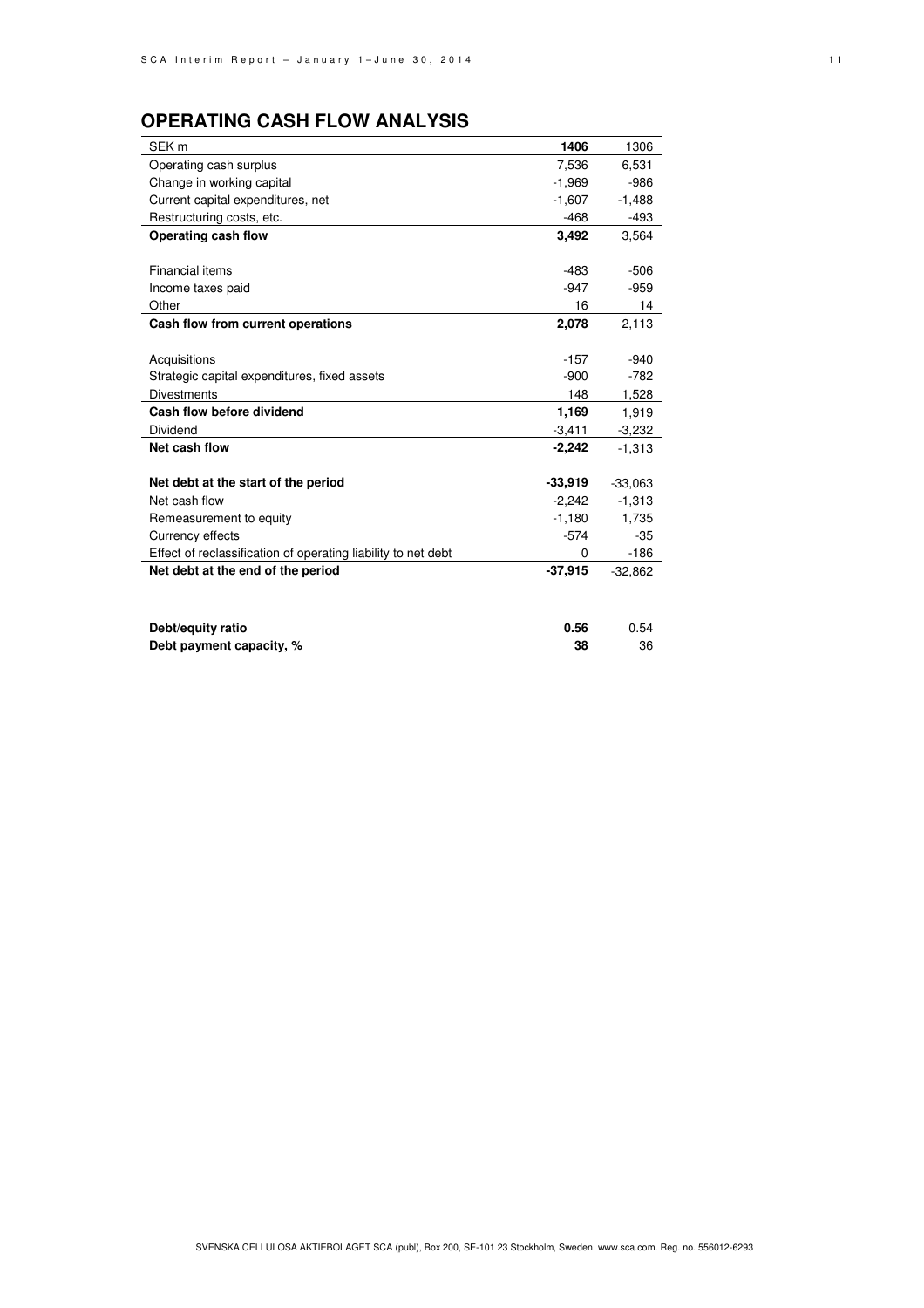## OPERATING CASH FLOW ANALYSIS

| SEK m | **1406** | 1306 |
|---|---|---|
| Operating cash surplus | 7,536 | 6,531 |
| Change in working capital | -1,969 | -986 |
| Current capital expenditures, net | -1,607 | -1,488 |
| Restructuring costs, etc. | -468 | -493 |
| **Operating cash flow** | **3,492** | 3,564 |
| | | |
| Financial items | -483 | -506 |
| Income taxes paid | -947 | -959 |
| Other | 16 | 14 |
| **Cash flow from current operations** | **2,078** | 2,113 |
| | | |
| Acquisitions | -157 | -940 |
| Strategic capital expenditures, fixed assets | -900 | -782 |
| Divestments | 148 | 1,528 |
| **Cash flow before dividend** | **1,169** | 1,919 |
| Dividend | -3,411 | -3,232 |
| **Net cash flow** | **-2,242** | -1,313 |
| | | |
| **Net debt at the start of the period** | **-33,919** | -33,063 |
| Net cash flow | -2,242 | -1,313 |
| Remeasurement to equity | -1,180 | 1,735 |
| Currency effects | -574 | -35 |
| Effect of reclassification of operating liability to net debt | 0 | -186 |
| **Net debt at the end of the period** | **-37,915** | -32,862 |
| | | |
| **Debt/equity ratio** | **0.56** | 0.54 |
| **Debt payment capacity, %** | **38** | 36 |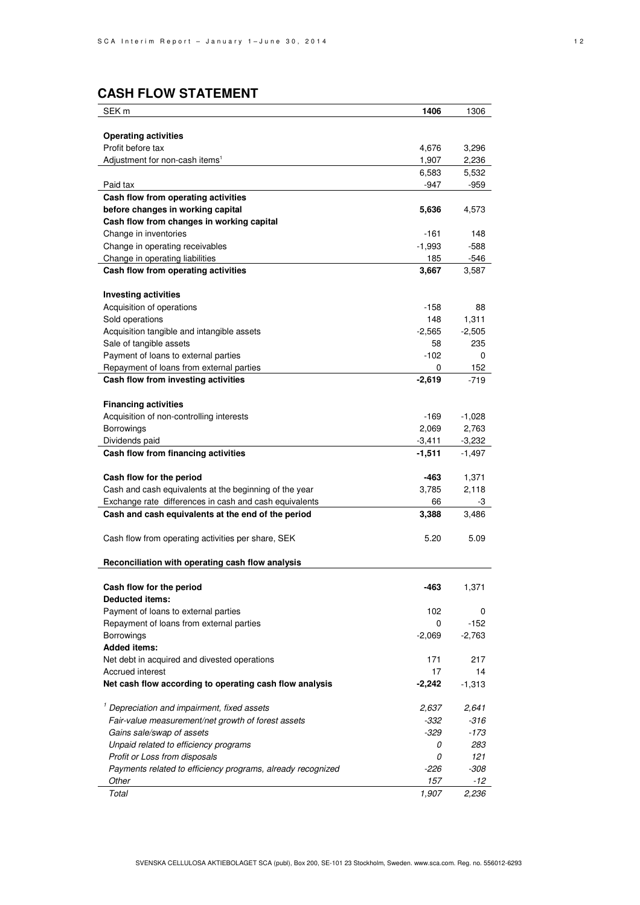## CASH FLOW STATEMENT

| SEK m | **1406** | 1306 |
|---|---|---|
| **Operating activities** | | |
| Profit before tax | 4,676 | 3,296 |
| Adjustment for non-cash items[1] | 1,907 | 2,236 |
| | 6,583 | 5,532 |
| Paid tax | -947 | -959 |
| **Cash flow from operating activities before changes in working capital** | **5,636** | 4,573 |
| **Cash flow from changes in working capital** | | |
| Change in inventories | -161 | 148 |
| Change in operating receivables | -1,993 | -588 |
| Change in operating liabilities | 185 | -546 |
| **Cash flow from operating activities** | **3,667** | 3,587 |
| | | |
| **Investing activities** | | |
| Acquisition of operations | -158 | 88 |
| Sold operations | 148 | 1,311 |
| Acquisition tangible and intangible assets | -2,565 | -2,505 |
| Sale of tangible assets | 58 | 235 |
| Payment of loans to external parties | -102 | 0 |
| Repayment of loans from external parties | 0 | 152 |
| **Cash flow from investing activities** | **-2,619** | -719 |
| | | |
| **Financing activities** | | |
| Acquisition of non-controlling interests | -169 | -1,028 |
| Borrowings | 2,069 | 2,763 |
| Dividends paid | -3,411 | -3,232 |
| **Cash flow from financing activities** | **-1,511** | -1,497 |
| | | |
| **Cash flow for the period** | **-463** | 1,371 |
| Cash and cash equivalents at the beginning of the year | 3,785 | 2,118 |
| Exchange rate differences in cash and cash equivalents | 66 | -3 |
| **Cash and cash equivalents at the end of the period** | **3,388** | 3,486 |
| | | |
| Cash flow from operating activities per share, SEK | 5.20 | 5.09 |
| | | |
| **Reconciliation with operating cash flow analysis** | | |
| | | |
| **Cash flow for the period** | **-463** | 1,371 |
| **Deducted items:** | | |
| Payment of loans to external parties | 102 | 0 |
| Repayment of loans from external parties | 0 | -152 |
| Borrowings | -2,069 | -2,763 |
| **Added items:** | | |
| Net debt in acquired and divested operations | 171 | 217 |
| Accrued interest | 17 | 14 |
| **Net cash flow according to operating cash flow analysis** | **-2,242** | -1,313 |
| | | |
| *[1] Depreciation and impairment, fixed assets* | *2,637* | *2,641* |
| *Fair-value measurement/net growth of forest assets* | *-332* | *-316* |
| *Gains sale/swap of assets* | *-329* | *-173* |
| *Unpaid related to efficiency programs* | *0* | *283* |
| *Profit or Loss from disposals* | *0* | *121* |
| *Payments related to efficiency programs, already recognized* | *-226* | *-308* |
| *Other* | *157* | *-12* |
| *Total* | *1,907* | *2,236* |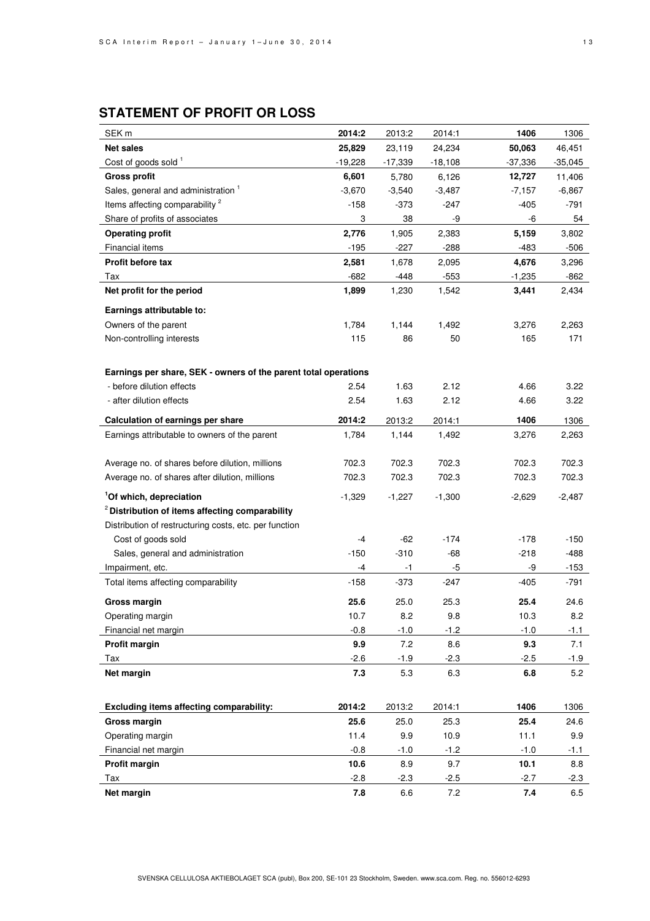## STATEMENT OF PROFIT OR LOSS

| SEK m | 2014:2 | 2013:2 | 2014:1 | 1406 | 1306 |
|---|---|---|---|---|---|
| **Net sales** | **25,829** | 23,119 | 24,234 | **50,063** | 46,451 |
| Cost of goods sold [1] | -19,228 | -17,339 | -18,108 | -37,336 | -35,045 |
| **Gross profit** | **6,601** | 5,780 | 6,126 | **12,727** | 11,406 |
| Sales, general and administration [1] | -3,670 | -3,540 | -3,487 | -7,157 | -6,867 |
| Items affecting comparability [2] | -158 | -373 | -247 | -405 | -791 |
| Share of profits of associates | 3 | 38 | -9 | -6 | 54 |
| **Operating profit** | **2,776** | 1,905 | 2,383 | **5,159** | 3,802 |
| Financial items | -195 | -227 | -288 | -483 | -506 |
| **Profit before tax** | **2,581** | 1,678 | 2,095 | **4,676** | 3,296 |
| Tax | -682 | -448 | -553 | -1,235 | -862 |
| **Net profit for the period** | **1,899** | 1,230 | 1,542 | **3,441** | 2,434 |
| **Earnings attributable to:** | | | | | |
| Owners of the parent | 1,784 | 1,144 | 1,492 | 3,276 | 2,263 |
| Non-controlling interests | 115 | 86 | 50 | 165 | 171 |
| | | | | | |
| **Earnings per share, SEK - owners of the parent total operations** | | | | | |
| - before dilution effects | 2.54 | 1.63 | 2.12 | 4.66 | 3.22 |
| - after dilution effects | 2.54 | 1.63 | 2.12 | 4.66 | 3.22 |

| **Calculation of earnings per share** | **2014:2** | 2013:2 | 2014:1 | **1406** | 1306 |
|---|---|---|---|---|---|
| Earnings attributable to owners of the parent | 1,784 | 1,144 | 1,492 | 3,276 | 2,263 |
| | | | | | |
| Average no. of shares before dilution, millions | 702.3 | 702.3 | 702.3 | 702.3 | 702.3 |
| Average no. of shares after dilution, millions | 702.3 | 702.3 | 702.3 | 702.3 | 702.3 |
| **[1]Of which, depreciation** | -1,329 | -1,227 | -1,300 | -2,629 | -2,487 |
| **[2] Distribution of items affecting comparability** | | | | | |
| Distribution of restructuring costs, etc. per function | | | | | |
| Cost of goods sold | -4 | -62 | -174 | -178 | -150 |
| Sales, general and administration | -150 | -310 | -68 | -218 | -488 |
| Impairment, etc. | -4 | -1 | -5 | -9 | -153 |
| Total items affecting comparability | -158 | -373 | -247 | -405 | -791 |
| **Gross margin** | **25.6** | 25.0 | 25.3 | **25.4** | 24.6 |
| Operating margin | 10.7 | 8.2 | 9.8 | 10.3 | 8.2 |
| Financial net margin | -0.8 | -1.0 | -1.2 | -1.0 | -1.1 |
| **Profit margin** | **9.9** | 7.2 | 8.6 | **9.3** | 7.1 |
| Tax | -2.6 | -1.9 | -2.3 | -2.5 | -1.9 |
| **Net margin** | **7.3** | 5.3 | 6.3 | **6.8** | 5.2 |

| **Excluding items affecting comparability:** | **2014:2** | 2013:2 | 2014:1 | **1406** | 1306 |
|---|---|---|---|---|---|
| **Gross margin** | **25.6** | 25.0 | 25.3 | **25.4** | 24.6 |
| Operating margin | 11.4 | 9.9 | 10.9 | 11.1 | 9.9 |
| Financial net margin | -0.8 | -1.0 | -1.2 | -1.0 | -1.1 |
| **Profit margin** | **10.6** | 8.9 | 9.7 | **10.1** | 8.8 |
| Tax | -2.8 | -2.3 | -2.5 | -2.7 | -2.3 |
| **Net margin** | **7.8** | 6.6 | 7.2 | **7.4** | 6.5 |

SVENSKA CELLULOSA AKTIEBOLAGET SCA (publ), Box 200, SE-101 23 Stockholm, Sweden. www.sca.com. Reg. no. 556012-6293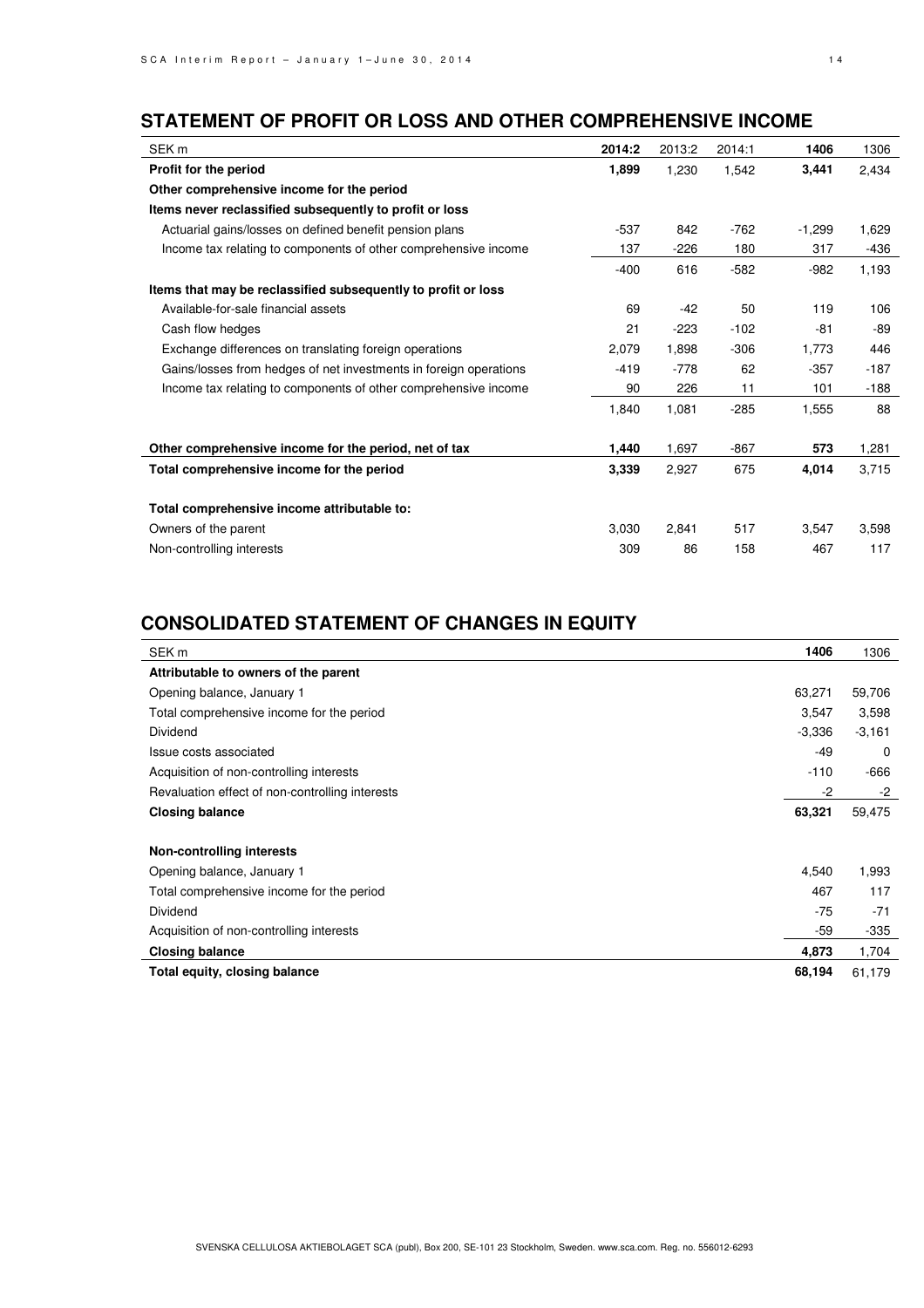## STATEMENT OF PROFIT OR LOSS AND OTHER COMPREHENSIVE INCOME

| SEK m | 2014:2 | 2013:2 | 2014:1 | 1406 | 1306 |
|---|---|---|---|---|---|
| **Profit for the period** | **1,899** | 1,230 | 1,542 | **3,441** | 2,434 |
| **Other comprehensive income for the period** | | | | | |
| **Items never reclassified subsequently to profit or loss** | | | | | |
| Actuarial gains/losses on defined benefit pension plans | -537 | 842 | -762 | -1,299 | 1,629 |
| Income tax relating to components of other comprehensive income | 137 | -226 | 180 | 317 | -436 |
| | -400 | 616 | -582 | -982 | 1,193 |
| **Items that may be reclassified subsequently to profit or loss** | | | | | |
| Available-for-sale financial assets | 69 | -42 | 50 | 119 | 106 |
| Cash flow hedges | 21 | -223 | -102 | -81 | -89 |
| Exchange differences on translating foreign operations | 2,079 | 1,898 | -306 | 1,773 | 446 |
| Gains/losses from hedges of net investments in foreign operations | -419 | -778 | 62 | -357 | -187 |
| Income tax relating to components of other comprehensive income | 90 | 226 | 11 | 101 | -188 |
| | 1,840 | 1,081 | -285 | 1,555 | 88 |
| **Other comprehensive income for the period, net of tax** | **1,440** | 1,697 | -867 | **573** | 1,281 |
| **Total comprehensive income for the period** | **3,339** | 2,927 | 675 | **4,014** | 3,715 |
| **Total comprehensive income attributable to:** | | | | | |
| Owners of the parent | 3,030 | 2,841 | 517 | 3,547 | 3,598 |
| Non-controlling interests | 309 | 86 | 158 | 467 | 117 |

## CONSOLIDATED STATEMENT OF CHANGES IN EQUITY

| SEK m | 1406 | 1306 |
|---|---|---|
| **Attributable to owners of the parent** | | |
| Opening balance, January 1 | 63,271 | 59,706 |
| Total comprehensive income for the period | 3,547 | 3,598 |
| Dividend | -3,336 | -3,161 |
| Issue costs associated | -49 | 0 |
| Acquisition of non-controlling interests | -110 | -666 |
| Revaluation effect of non-controlling interests | -2 | -2 |
| **Closing balance** | **63,321** | 59,475 |
| **Non-controlling interests** | | |
| Opening balance, January 1 | 4,540 | 1,993 |
| Total comprehensive income for the period | 467 | 117 |
| Dividend | -75 | -71 |
| Acquisition of non-controlling interests | -59 | -335 |
| **Closing balance** | **4,873** | 1,704 |
| **Total equity, closing balance** | **68,194** | 61,179 |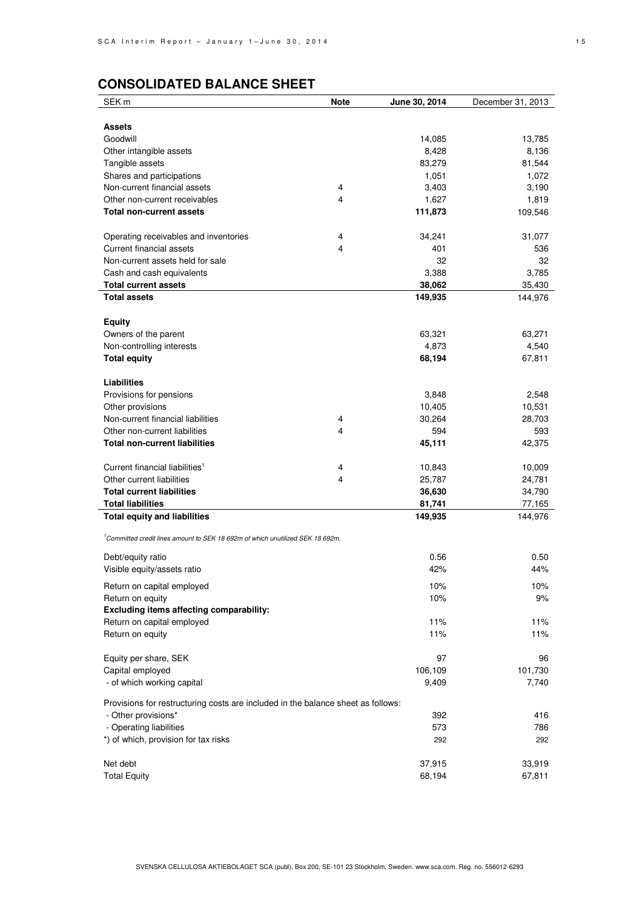## CONSOLIDATED BALANCE SHEET

| SEK m | Note | June 30, 2014 | December 31, 2013 |
|---|---|---|---|
| **Assets** | | | |
| Goodwill | | 14,085 | 13,785 |
| Other intangible assets | | 8,428 | 8,136 |
| Tangible assets | | 83,279 | 81,544 |
| Shares and participations | | 1,051 | 1,072 |
| Non-current financial assets | 4 | 3,403 | 3,190 |
| Other non-current receivables | 4 | 1,627 | 1,819 |
| **Total non-current assets** | | **111,873** | 109,546 |
| | | | |
| Operating receivables and inventories | 4 | 34,241 | 31,077 |
| Current financial assets | 4 | 401 | 536 |
| Non-current assets held for sale | | 32 | 32 |
| Cash and cash equivalents | | 3,388 | 3,785 |
| **Total current assets** | | **38,062** | 35,430 |
| **Total assets** | | **149,935** | 144,976 |
| | | | |
| **Equity** | | | |
| Owners of the parent | | 63,321 | 63,271 |
| Non-controlling interests | | 4,873 | 4,540 |
| **Total equity** | | **68,194** | 67,811 |
| | | | |
| **Liabilities** | | | |
| Provisions for pensions | | 3,848 | 2,548 |
| Other provisions | | 10,405 | 10,531 |
| Non-current financial liabilities | 4 | 30,264 | 28,703 |
| Other non-current liabilities | 4 | 594 | 593 |
| **Total non-current liabilities** | | **45,111** | 42,375 |
| | | | |
| Current financial liabilities[1] | 4 | 10,843 | 10,009 |
| Other current liabilities | 4 | 25,787 | 24,781 |
| **Total current liabilities** | | **36,630** | 34,790 |
| **Total liabilities** | | **81,741** | 77,165 |
| **Total equity and liabilities** | | **149,935** | 144,976 |

*[1]Committed credit lines amount to SEK 18 692m of which unutilized SEK 18 692m.*

| | | June 30, 2014 | December 31, 2013 |
|---|---|---|---|
| Debt/equity ratio | | 0.56 | 0.50 |
| Visible equity/assets ratio | | 42% | 44% |
| Return on capital employed | | 10% | 10% |
| Return on equity | | 10% | 9% |
| **Excluding items affecting comparability:** | | | |
| Return on capital employed | | 11% | 11% |
| Return on equity | | 11% | 11% |
| | | | |
| Equity per share, SEK | | 97 | 96 |
| Capital employed | | 106,109 | 101,730 |
| - of which working capital | | 9,409 | 7,740 |
| | | | |
| Provisions for restructuring costs are included in the balance sheet as follows: | | | |
| - Other provisions* | | 392 | 416 |
| - Operating liabilities | | 573 | 786 |
| *) of which, provision for tax risks | | 292 | 292 |
| | | | |
| Net debt | | 37,915 | 33,919 |
| Total Equity | | 68,194 | 67,811 |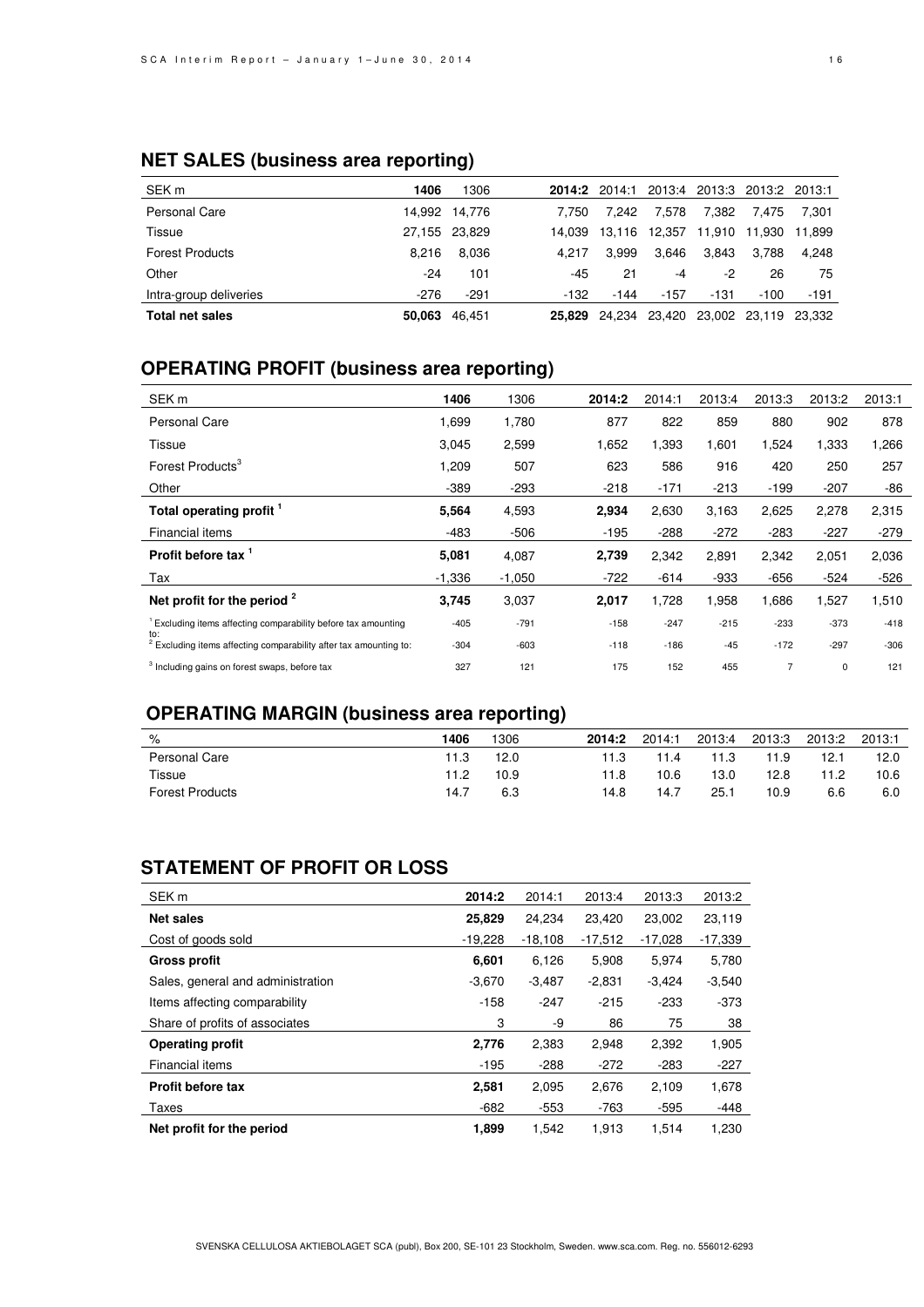## NET SALES (business area reporting)

| SEK m | 1406 | 1306 | 2014:2 | 2014:1 | 2013:4 | 2013:3 | 2013:2 | 2013:1 |
|---|---|---|---|---|---|---|---|---|
| Personal Care | 14,992 | 14,776 | 7,750 | 7,242 | 7,578 | 7,382 | 7,475 | 7,301 |
| Tissue | 27,155 | 23,829 | 14,039 | 13,116 | 12,357 | 11,910 | 11,930 | 11,899 |
| Forest Products | 8,216 | 8,036 | 4,217 | 3,999 | 3,646 | 3,843 | 3,788 | 4,248 |
| Other | -24 | 101 | -45 | 21 | -4 | -2 | 26 | 75 |
| Intra-group deliveries | -276 | -291 | -132 | -144 | -157 | -131 | -100 | -191 |
| **Total net sales** | **50,063** | 46,451 | **25,829** | 24,234 | 23,420 | 23,002 | 23,119 | 23,332 |

## OPERATING PROFIT (business area reporting)

| SEK m | 1406 | 1306 | 2014:2 | 2014:1 | 2013:4 | 2013:3 | 2013:2 | 2013:1 |
|---|---|---|---|---|---|---|---|---|
| Personal Care | 1,699 | 1,780 | 877 | 822 | 859 | 880 | 902 | 878 |
| Tissue | 3,045 | 2,599 | 1,652 | 1,393 | 1,601 | 1,524 | 1,333 | 1,266 |
| Forest Products[3] | 1,209 | 507 | 623 | 586 | 916 | 420 | 250 | 257 |
| Other | -389 | -293 | -218 | -171 | -213 | -199 | -207 | -86 |
| **Total operating profit [1]** | **5,564** | 4,593 | **2,934** | 2,630 | 3,163 | 2,625 | 2,278 | 2,315 |
| Financial items | -483 | -506 | -195 | -288 | -272 | -283 | -227 | -279 |
| **Profit before tax [1]** | **5,081** | 4,087 | **2,739** | 2,342 | 2,891 | 2,342 | 2,051 | 2,036 |
| Tax | -1,336 | -1,050 | -722 | -614 | -933 | -656 | -524 | -526 |
| **Net profit for the period [2]** | **3,745** | 3,037 | **2,017** | 1,728 | 1,958 | 1,686 | 1,527 | 1,510 |
| [1] Excluding items affecting comparability before tax amounting to: | -405 | -791 | -158 | -247 | -215 | -233 | -373 | -418 |
| [2] Excluding items affecting comparability after tax amounting to: | -304 | -603 | -118 | -186 | -45 | -172 | -297 | -306 |
| [3] Including gains on forest swaps, before tax | 327 | 121 | 175 | 152 | 455 | 7 | 0 | 121 |

## OPERATING MARGIN (business area reporting)

| % | 1406 | 1306 | 2014:2 | 2014:1 | 2013:4 | 2013:3 | 2013:2 | 2013:1 |
|---|---|---|---|---|---|---|---|---|
| Personal Care | 11.3 | 12.0 | 11.3 | 11.4 | 11.3 | 11.9 | 12.1 | 12.0 |
| Tissue | 11.2 | 10.9 | 11.8 | 10.6 | 13.0 | 12.8 | 11.2 | 10.6 |
| Forest Products | 14.7 | 6.3 | 14.8 | 14.7 | 25.1 | 10.9 | 6.6 | 6.0 |

## STATEMENT OF PROFIT OR LOSS

| SEK m | 2014:2 | 2014:1 | 2013:4 | 2013:3 | 2013:2 |
|---|---|---|---|---|---|
| **Net sales** | **25,829** | 24,234 | 23,420 | 23,002 | 23,119 |
| Cost of goods sold | -19,228 | -18,108 | -17,512 | -17,028 | -17,339 |
| **Gross profit** | **6,601** | 6,126 | 5,908 | 5,974 | 5,780 |
| Sales, general and administration | -3,670 | -3,487 | -2,831 | -3,424 | -3,540 |
| Items affecting comparability | -158 | -247 | -215 | -233 | -373 |
| Share of profits of associates | 3 | -9 | 86 | 75 | 38 |
| **Operating profit** | **2,776** | 2,383 | 2,948 | 2,392 | 1,905 |
| Financial items | -195 | -288 | -272 | -283 | -227 |
| **Profit before tax** | **2,581** | 2,095 | 2,676 | 2,109 | 1,678 |
| Taxes | -682 | -553 | -763 | -595 | -448 |
| **Net profit for the period** | **1,899** | 1,542 | 1,913 | 1,514 | 1,230 |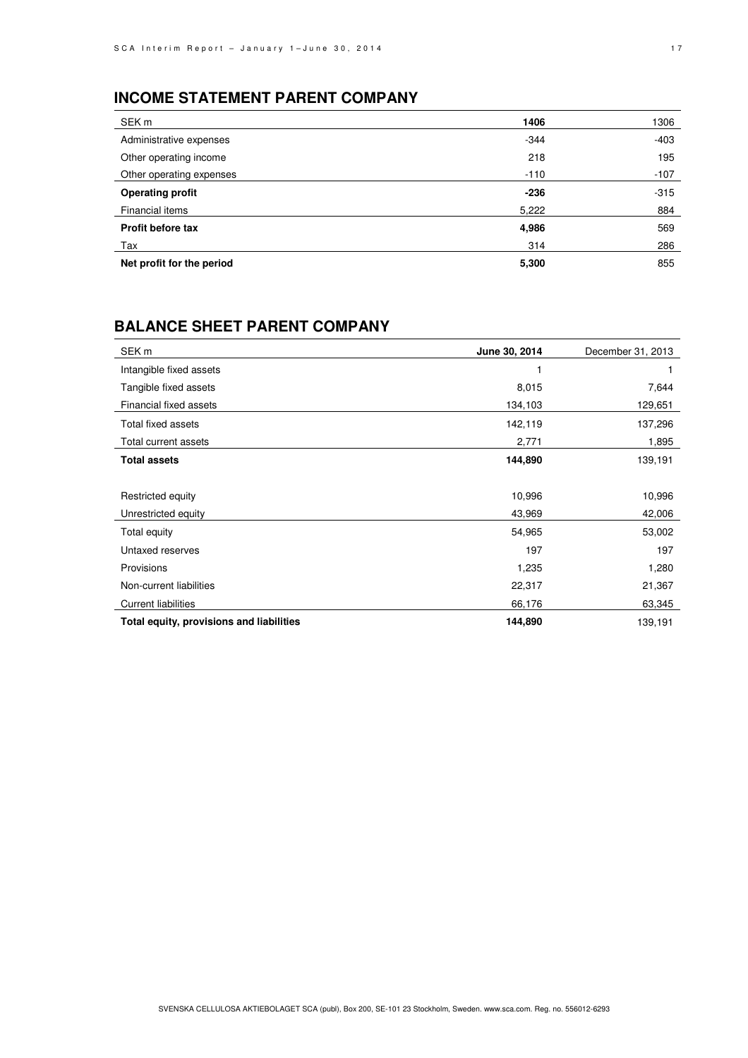## INCOME STATEMENT PARENT COMPANY

| SEK m | **1406** | 1306 |
|---|---|---|
| Administrative expenses | -344 | -403 |
| Other operating income | 218 | 195 |
| Other operating expenses | -110 | -107 |
| **Operating profit** | **-236** | -315 |
| Financial items | 5,222 | 884 |
| **Profit before tax** | **4,986** | 569 |
| Tax | 314 | 286 |
| **Net profit for the period** | **5,300** | 855 |

## BALANCE SHEET PARENT COMPANY

| SEK m | **June 30, 2014** | December 31, 2013 |
|---|---|---|
| Intangible fixed assets | 1 | 1 |
| Tangible fixed assets | 8,015 | 7,644 |
| Financial fixed assets | 134,103 | 129,651 |
| Total fixed assets | 142,119 | 137,296 |
| Total current assets | 2,771 | 1,895 |
| **Total assets** | **144,890** | 139,191 |
| | | |
| Restricted equity | 10,996 | 10,996 |
| Unrestricted equity | 43,969 | 42,006 |
| Total equity | 54,965 | 53,002 |
| Untaxed reserves | 197 | 197 |
| Provisions | 1,235 | 1,280 |
| Non-current liabilities | 22,317 | 21,367 |
| Current liabilities | 66,176 | 63,345 |
| **Total equity, provisions and liabilities** | **144,890** | 139,191 |

SVENSKA CELLULOSA AKTIEBOLAGET SCA (publ), Box 200, SE-101 23 Stockholm, Sweden. www.sca.com. Reg. no. 556012-6293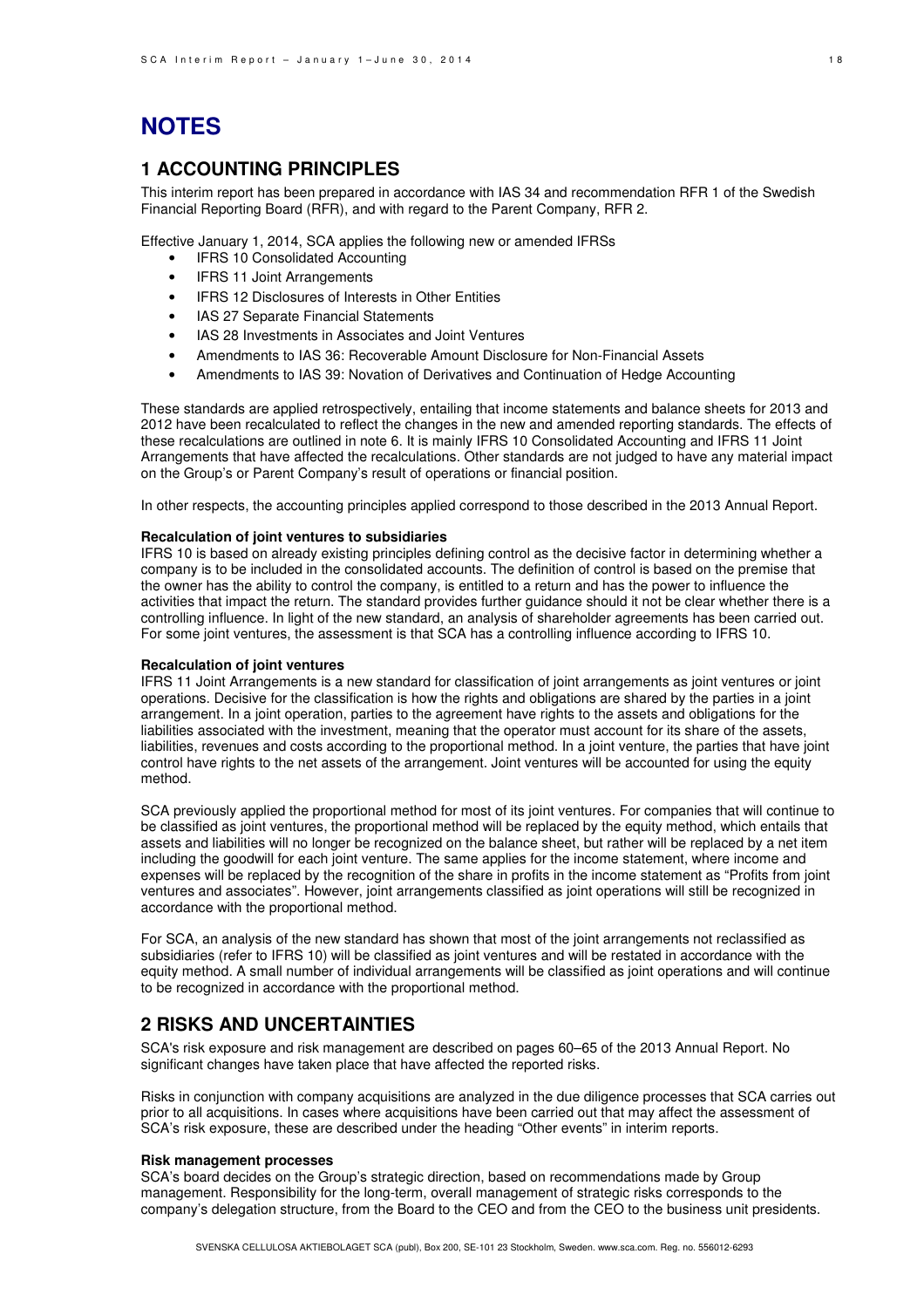# NOTES

## 1 ACCOUNTING PRINCIPLES

This interim report has been prepared in accordance with IAS 34 and recommendation RFR 1 of the Swedish Financial Reporting Board (RFR), and with regard to the Parent Company, RFR 2.

Effective January 1, 2014, SCA applies the following new or amended IFRSs

- IFRS 10 Consolidated Accounting
- IFRS 11 Joint Arrangements
- IFRS 12 Disclosures of Interests in Other Entities
- IAS 27 Separate Financial Statements
- IAS 28 Investments in Associates and Joint Ventures
- Amendments to IAS 36: Recoverable Amount Disclosure for Non-Financial Assets
- Amendments to IAS 39: Novation of Derivatives and Continuation of Hedge Accounting

These standards are applied retrospectively, entailing that income statements and balance sheets for 2013 and 2012 have been recalculated to reflect the changes in the new and amended reporting standards. The effects of these recalculations are outlined in note 6. It is mainly IFRS 10 Consolidated Accounting and IFRS 11 Joint Arrangements that have affected the recalculations. Other standards are not judged to have any material impact on the Group's or Parent Company's result of operations or financial position.

In other respects, the accounting principles applied correspond to those described in the 2013 Annual Report.

**Recalculation of joint ventures to subsidiaries**

IFRS 10 is based on already existing principles defining control as the decisive factor in determining whether a company is to be included in the consolidated accounts. The definition of control is based on the premise that the owner has the ability to control the company, is entitled to a return and has the power to influence the activities that impact the return. The standard provides further guidance should it not be clear whether there is a controlling influence. In light of the new standard, an analysis of shareholder agreements has been carried out. For some joint ventures, the assessment is that SCA has a controlling influence according to IFRS 10.

**Recalculation of joint ventures**

IFRS 11 Joint Arrangements is a new standard for classification of joint arrangements as joint ventures or joint operations. Decisive for the classification is how the rights and obligations are shared by the parties in a joint arrangement. In a joint operation, parties to the agreement have rights to the assets and obligations for the liabilities associated with the investment, meaning that the operator must account for its share of the assets, liabilities, revenues and costs according to the proportional method. In a joint venture, the parties that have joint control have rights to the net assets of the arrangement. Joint ventures will be accounted for using the equity method.

SCA previously applied the proportional method for most of its joint ventures. For companies that will continue to be classified as joint ventures, the proportional method will be replaced by the equity method, which entails that assets and liabilities will no longer be recognized on the balance sheet, but rather will be replaced by a net item including the goodwill for each joint venture. The same applies for the income statement, where income and expenses will be replaced by the recognition of the share in profits in the income statement as "Profits from joint ventures and associates". However, joint arrangements classified as joint operations will still be recognized in accordance with the proportional method.

For SCA, an analysis of the new standard has shown that most of the joint arrangements not reclassified as subsidiaries (refer to IFRS 10) will be classified as joint ventures and will be restated in accordance with the equity method. A small number of individual arrangements will be classified as joint operations and will continue to be recognized in accordance with the proportional method.

## 2 RISKS AND UNCERTAINTIES

SCA's risk exposure and risk management are described on pages 60–65 of the 2013 Annual Report. No significant changes have taken place that have affected the reported risks.

Risks in conjunction with company acquisitions are analyzed in the due diligence processes that SCA carries out prior to all acquisitions. In cases where acquisitions have been carried out that may affect the assessment of SCA's risk exposure, these are described under the heading "Other events" in interim reports.

**Risk management processes**

SCA's board decides on the Group's strategic direction, based on recommendations made by Group management. Responsibility for the long-term, overall management of strategic risks corresponds to the company's delegation structure, from the Board to the CEO and from the CEO to the business unit presidents.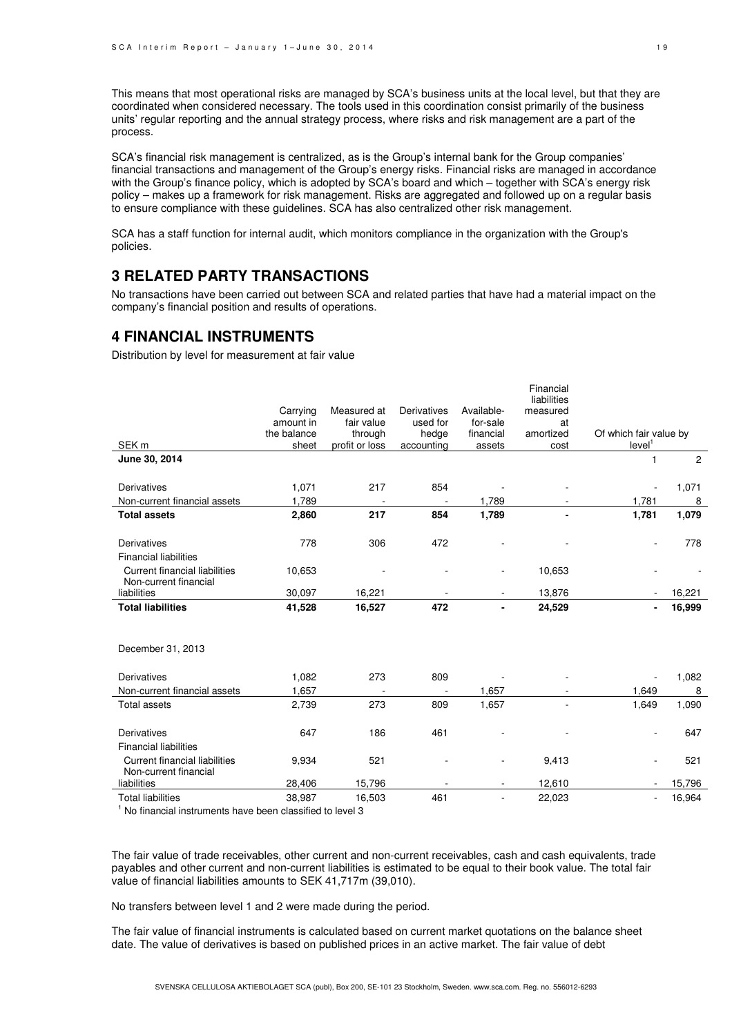This means that most operational risks are managed by SCA's business units at the local level, but that they are coordinated when considered necessary. The tools used in this coordination consist primarily of the business units' regular reporting and the annual strategy process, where risks and risk management are a part of the process.

SCA's financial risk management is centralized, as is the Group's internal bank for the Group companies' financial transactions and management of the Group's energy risks. Financial risks are managed in accordance with the Group's finance policy, which is adopted by SCA's board and which – together with SCA's energy risk policy – makes up a framework for risk management. Risks are aggregated and followed up on a regular basis to ensure compliance with these guidelines. SCA has also centralized other risk management.

SCA has a staff function for internal audit, which monitors compliance in the organization with the Group's policies.

## 3 RELATED PARTY TRANSACTIONS

No transactions have been carried out between SCA and related parties that have had a material impact on the company's financial position and results of operations.

## 4 FINANCIAL INSTRUMENTS

Distribution by level for measurement at fair value

| SEK m | Carrying amount in the balance sheet | Measured at fair value through profit or loss | Derivatives used for hedge accounting | Available-for-sale financial assets | Financial liabilities measured at amortized cost | Of which fair value by level[1] | |
|---|---|---|---|---|---|---|---|
| **June 30, 2014** | | | | | | 1 | 2 |
| Derivatives | 1,071 | 217 | 854 | - | - | - | 1,071 |
| Non-current financial assets | 1,789 | - | - | 1,789 | - | 1,781 | 8 |
| **Total assets** | **2,860** | **217** | **854** | **1,789** | **-** | **1,781** | **1,079** |
| Derivatives | 778 | 306 | 472 | - | - | - | 778 |
| Financial liabilities | | | | | | | |
| Current financial liabilities | 10,653 | - | - | - | 10,653 | - | - |
| Non-current financial liabilities | 30,097 | 16,221 | - | - | 13,876 | - | 16,221 |
| **Total liabilities** | **41,528** | **16,527** | **472** | **-** | **24,529** | **-** | **16,999** |
| December 31, 2013 | | | | | | | |
| Derivatives | 1,082 | 273 | 809 | - | - | - | 1,082 |
| Non-current financial assets | 1,657 | - | - | 1,657 | - | 1,649 | 8 |
| Total assets | 2,739 | 273 | 809 | 1,657 | - | 1,649 | 1,090 |
| Derivatives | 647 | 186 | 461 | - | - | - | 647 |
| Financial liabilities | | | | | | | |
| Current financial liabilities | 9,934 | 521 | - | - | 9,413 | - | 521 |
| Non-current financial liabilities | 28,406 | 15,796 | - | - | 12,610 | - | 15,796 |
| Total liabilities | 38,987 | 16,503 | 461 | - | 22,023 | - | 16,964 |

[1] No financial instruments have been classified to level 3

The fair value of trade receivables, other current and non-current receivables, cash and cash equivalents, trade payables and other current and non-current liabilities is estimated to be equal to their book value. The total fair value of financial liabilities amounts to SEK 41,717m (39,010).

No transfers between level 1 and 2 were made during the period.

The fair value of financial instruments is calculated based on current market quotations on the balance sheet date. The value of derivatives is based on published prices in an active market. The fair value of debt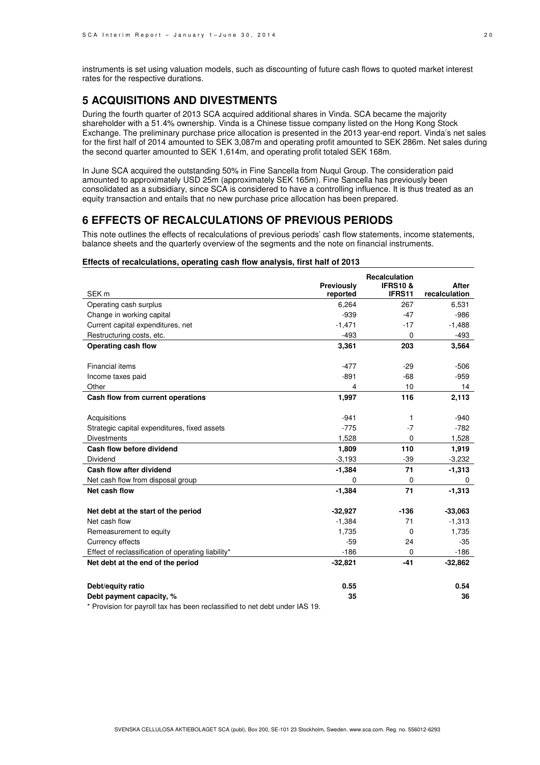instruments is set using valuation models, such as discounting of future cash flows to quoted market interest rates for the respective durations.

## 5 ACQUISITIONS AND DIVESTMENTS

During the fourth quarter of 2013 SCA acquired additional shares in Vinda. SCA became the majority shareholder with a 51.4% ownership. Vinda is a Chinese tissue company listed on the Hong Kong Stock Exchange. The preliminary purchase price allocation is presented in the 2013 year-end report. Vinda's net sales for the first half of 2014 amounted to SEK 3,087m and operating profit amounted to SEK 286m. Net sales during the second quarter amounted to SEK 1,614m, and operating profit totaled SEK 168m.

In June SCA acquired the outstanding 50% in Fine Sancella from Nuqul Group. The consideration paid amounted to approximately USD 25m (approximately SEK 165m). Fine Sancella has previously been consolidated as a subsidiary, since SCA is considered to have a controlling influence. It is thus treated as an equity transaction and entails that no new purchase price allocation has been prepared.

## 6 EFFECTS OF RECALCULATIONS OF PREVIOUS PERIODS

This note outlines the effects of recalculations of previous periods' cash flow statements, income statements, balance sheets and the quarterly overview of the segments and the note on financial instruments.

**Effects of recalculations, operating cash flow analysis, first half of 2013**

| SEK m | Previously reported | Recalculation IFRS10 & IFRS11 | After recalculation |
|---|---|---|---|
| Operating cash surplus | 6,264 | 267 | 6,531 |
| Change in working capital | -939 | -47 | -986 |
| Current capital expenditures, net | -1,471 | -17 | -1,488 |
| Restructuring costs, etc. | -493 | 0 | -493 |
| **Operating cash flow** | **3,361** | **203** | **3,564** |
| | | | |
| Financial items | -477 | -29 | -506 |
| Income taxes paid | -891 | -68 | -959 |
| Other | 4 | 10 | 14 |
| **Cash flow from current operations** | **1,997** | **116** | **2,113** |
| | | | |
| Acquisitions | -941 | 1 | -940 |
| Strategic capital expenditures, fixed assets | -775 | -7 | -782 |
| Divestments | 1,528 | 0 | 1,528 |
| **Cash flow before dividend** | **1,809** | **110** | **1,919** |
| Dividend | -3,193 | -39 | -3,232 |
| **Cash flow after dividend** | **-1,384** | **71** | **-1,313** |
| Net cash flow from disposal group | 0 | 0 | 0 |
| **Net cash flow** | **-1,384** | **71** | **-1,313** |
| | | | |
| **Net debt at the start of the period** | **-32,927** | **-136** | **-33,063** |
| Net cash flow | -1,384 | 71 | -1,313 |
| Remeasurement to equity | 1,735 | 0 | 1,735 |
| Currency effects | -59 | 24 | -35 |
| Effect of reclassification of operating liability* | -186 | 0 | -186 |
| **Net debt at the end of the period** | **-32,821** | **-41** | **-32,862** |
| | | | |
| **Debt/equity ratio** | **0.55** | | **0.54** |
| **Debt payment capacity, %** | **35** | | **36** |

* Provision for payroll tax has been reclassified to net debt under IAS 19.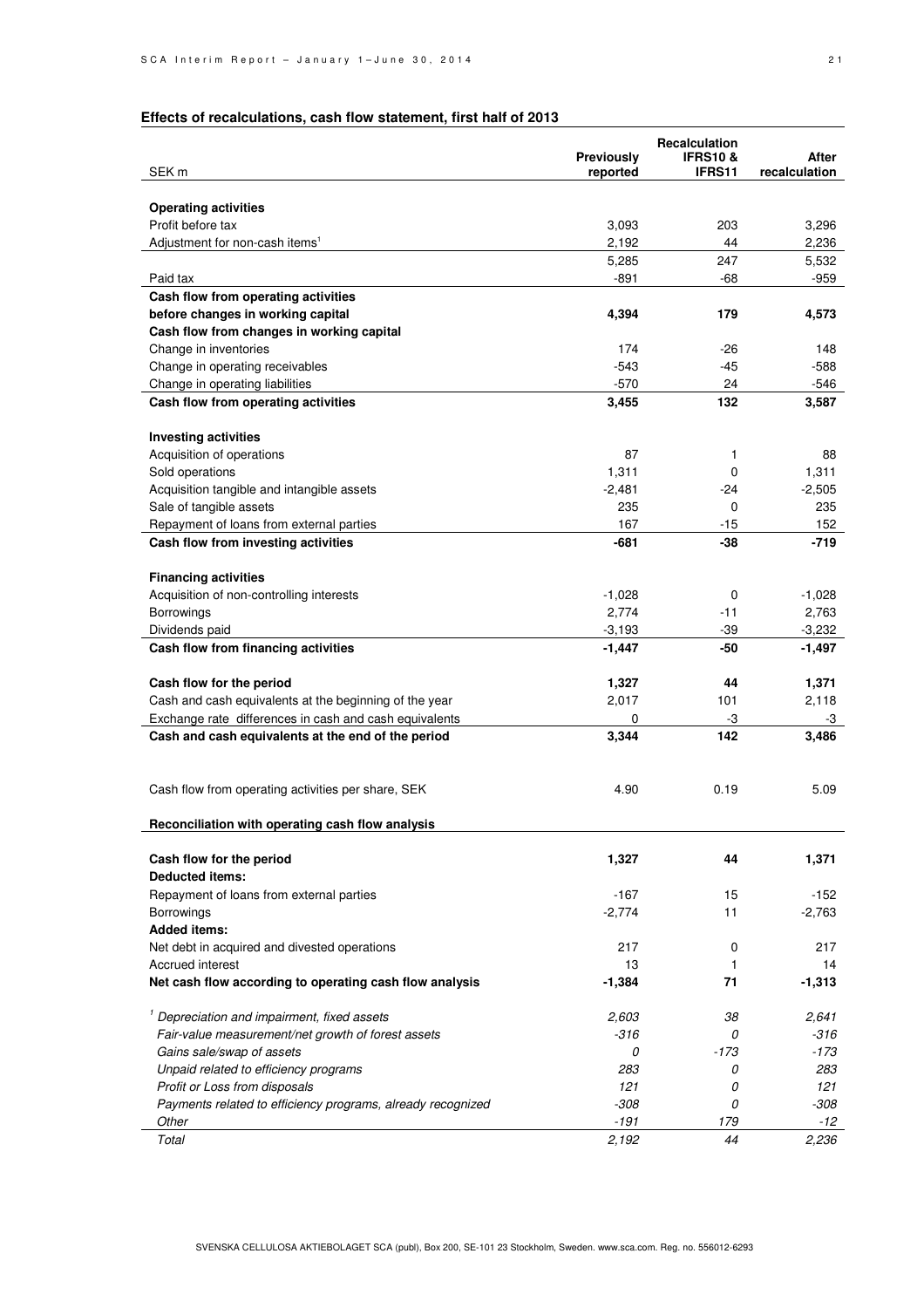## Effects of recalculations, cash flow statement, first half of 2013

| SEK m | Previously reported | Recalculation IFRS10 & IFRS11 | After recalculation |
|---|---|---|---|
| **Operating activities** | | | |
| Profit before tax | 3,093 | 203 | 3,296 |
| Adjustment for non-cash items[1] | 2,192 | 44 | 2,236 |
| | 5,285 | 247 | 5,532 |
| Paid tax | -891 | -68 | -959 |
| **Cash flow from operating activities before changes in working capital** | **4,394** | **179** | **4,573** |
| **Cash flow from changes in working capital** | | | |
| Change in inventories | 174 | -26 | 148 |
| Change in operating receivables | -543 | -45 | -588 |
| Change in operating liabilities | -570 | 24 | -546 |
| **Cash flow from operating activities** | **3,455** | **132** | **3,587** |
| **Investing activities** | | | |
| Acquisition of operations | 87 | 1 | 88 |
| Sold operations | 1,311 | 0 | 1,311 |
| Acquisition tangible and intangible assets | -2,481 | -24 | -2,505 |
| Sale of tangible assets | 235 | 0 | 235 |
| Repayment of loans from external parties | 167 | -15 | 152 |
| **Cash flow from investing activities** | **-681** | **-38** | **-719** |
| **Financing activities** | | | |
| Acquisition of non-controlling interests | -1,028 | 0 | -1,028 |
| Borrowings | 2,774 | -11 | 2,763 |
| Dividends paid | -3,193 | -39 | -3,232 |
| **Cash flow from financing activities** | **-1,447** | **-50** | **-1,497** |
| **Cash flow for the period** | **1,327** | **44** | **1,371** |
| Cash and cash equivalents at the beginning of the year | 2,017 | 101 | 2,118 |
| Exchange rate differences in cash and cash equivalents | 0 | -3 | -3 |
| **Cash and cash equivalents at the end of the period** | **3,344** | **142** | **3,486** |
| Cash flow from operating activities per share, SEK | 4.90 | 0.19 | 5.09 |

**Reconciliation with operating cash flow analysis**

| | | | |
|---|---|---|---|
| **Cash flow for the period** | **1,327** | **44** | **1,371** |
| **Deducted items:** | | | |
| Repayment of loans from external parties | -167 | 15 | -152 |
| Borrowings | -2,774 | 11 | -2,763 |
| **Added items:** | | | |
| Net debt in acquired and divested operations | 217 | 0 | 217 |
| Accrued interest | 13 | 1 | 14 |
| **Net cash flow according to operating cash flow analysis** | **-1,384** | **71** | **-1,313** |
| *[1] Depreciation and impairment, fixed assets* | *2,603* | *38* | *2,641* |
| *Fair-value measurement/net growth of forest assets* | *-316* | *0* | *-316* |
| *Gains sale/swap of assets* | *0* | *-173* | *-173* |
| *Unpaid related to efficiency programs* | *283* | *0* | *283* |
| *Profit or Loss from disposals* | *121* | *0* | *121* |
| *Payments related to efficiency programs, already recognized* | *-308* | *0* | *-308* |
| *Other* | *-191* | *179* | *-12* |
| *Total* | *2,192* | *44* | *2,236* |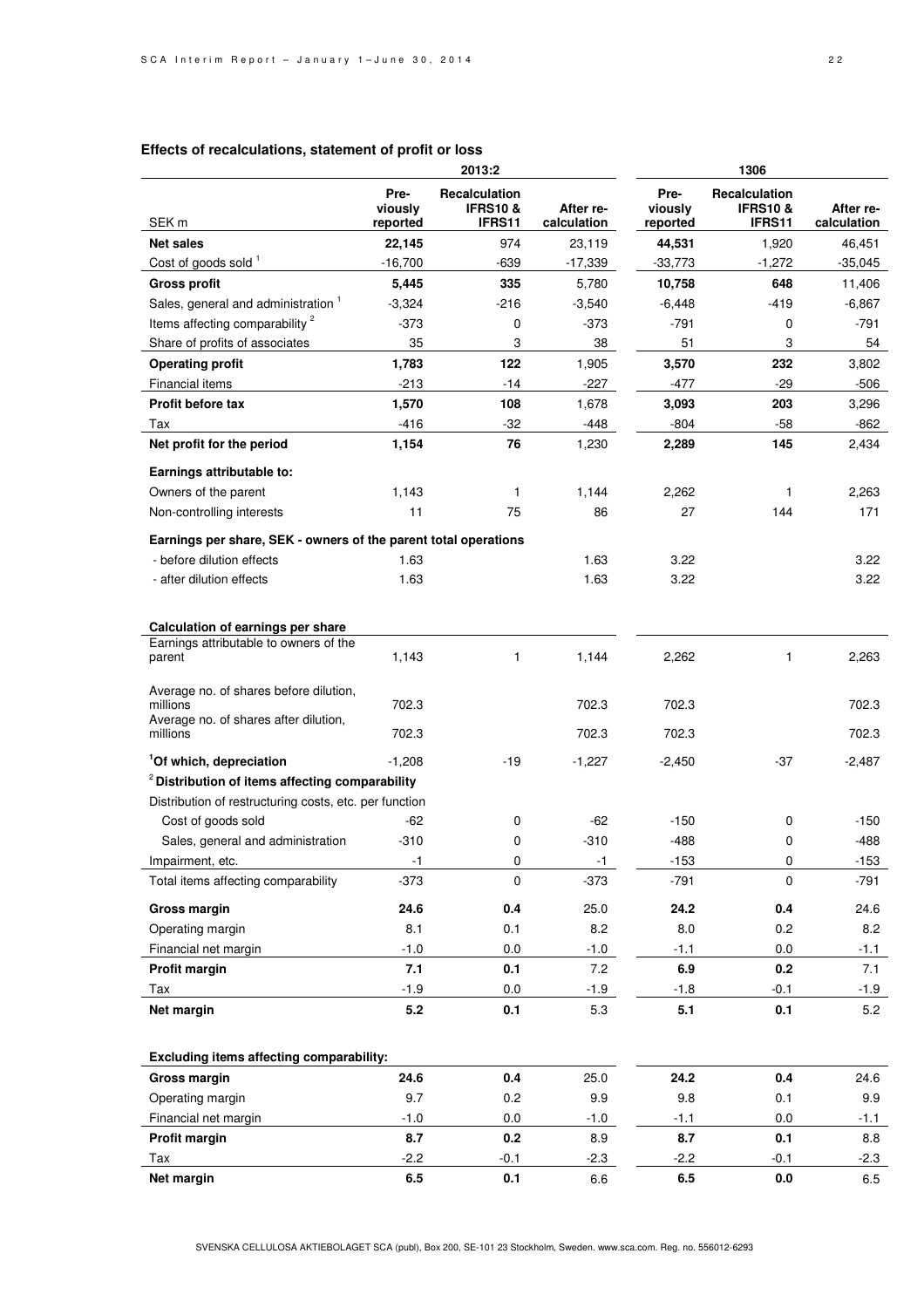### Effects of recalculations, statement of profit or loss

| SEK m | 2013:2 Previously reported | 2013:2 Recalculation IFRS10 & IFRS11 | 2013:2 After recalculation | 1306 Previously reported | 1306 Recalculation IFRS10 & IFRS11 | 1306 After recalculation |
|---|---|---|---|---|---|---|
| **Net sales** | **22,145** | 974 | 23,119 | **44,531** | 1,920 | 46,451 |
| Cost of goods sold [1] | -16,700 | -639 | -17,339 | -33,773 | -1,272 | -35,045 |
| **Gross profit** | **5,445** | **335** | 5,780 | **10,758** | **648** | 11,406 |
| Sales, general and administration [1] | -3,324 | -216 | -3,540 | -6,448 | -419 | -6,867 |
| Items affecting comparability [2] | -373 | 0 | -373 | -791 | 0 | -791 |
| Share of profits of associates | 35 | 3 | 38 | 51 | 3 | 54 |
| **Operating profit** | **1,783** | **122** | 1,905 | **3,570** | **232** | 3,802 |
| Financial items | -213 | -14 | -227 | -477 | -29 | -506 |
| **Profit before tax** | **1,570** | **108** | 1,678 | **3,093** | **203** | 3,296 |
| Tax | -416 | -32 | -448 | -804 | -58 | -862 |
| **Net profit for the period** | **1,154** | **76** | 1,230 | **2,289** | **145** | 2,434 |
| **Earnings attributable to:** | | | | | | |
| Owners of the parent | 1,143 | 1 | 1,144 | 2,262 | 1 | 2,263 |
| Non-controlling interests | 11 | 75 | 86 | 27 | 144 | 171 |
| **Earnings per share, SEK - owners of the parent total operations** | | | | | | |
| - before dilution effects | 1.63 | | 1.63 | 3.22 | | 3.22 |
| - after dilution effects | 1.63 | | 1.63 | 3.22 | | 3.22 |
| **Calculation of earnings per share** | | | | | | |
| Earnings attributable to owners of the parent | 1,143 | 1 | 1,144 | 2,262 | 1 | 2,263 |
| Average no. of shares before dilution, millions | 702.3 | | 702.3 | 702.3 | | 702.3 |
| Average no. of shares after dilution, millions | 702.3 | | 702.3 | 702.3 | | 702.3 |
| **[1]Of which, depreciation** | -1,208 | -19 | -1,227 | -2,450 | -37 | -2,487 |
| **[2] Distribution of items affecting comparability** | | | | | | |
| Distribution of restructuring costs, etc. per function | | | | | | |
| Cost of goods sold | -62 | 0 | -62 | -150 | 0 | -150 |
| Sales, general and administration | -310 | 0 | -310 | -488 | 0 | -488 |
| Impairment, etc. | -1 | 0 | -1 | -153 | 0 | -153 |
| Total items affecting comparability | -373 | 0 | -373 | -791 | 0 | -791 |
| **Gross margin** | **24.6** | **0.4** | 25.0 | **24.2** | **0.4** | 24.6 |
| Operating margin | 8.1 | 0.1 | 8.2 | 8.0 | 0.2 | 8.2 |
| Financial net margin | -1.0 | 0.0 | -1.0 | -1.1 | 0.0 | -1.1 |
| **Profit margin** | **7.1** | **0.1** | 7.2 | **6.9** | **0.2** | 7.1 |
| Tax | -1.9 | 0.0 | -1.9 | -1.8 | -0.1 | -1.9 |
| **Net margin** | **5.2** | **0.1** | 5.3 | **5.1** | **0.1** | 5.2 |
| **Excluding items affecting comparability:** | | | | | | |
| **Gross margin** | **24.6** | **0.4** | 25.0 | **24.2** | **0.4** | 24.6 |
| Operating margin | 9.7 | 0.2 | 9.9 | 9.8 | 0.1 | 9.9 |
| Financial net margin | -1.0 | 0.0 | -1.0 | -1.1 | 0.0 | -1.1 |
| **Profit margin** | **8.7** | **0.2** | 8.9 | **8.7** | **0.1** | 8.8 |
| Tax | -2.2 | -0.1 | -2.3 | -2.2 | -0.1 | -2.3 |
| **Net margin** | **6.5** | **0.1** | 6.6 | **6.5** | **0.0** | 6.5 |

SVENSKA CELLULOSA AKTIEBOLAGET SCA (publ), Box 200, SE-101 23 Stockholm, Sweden. www.sca.com. Reg. no. 556012-6293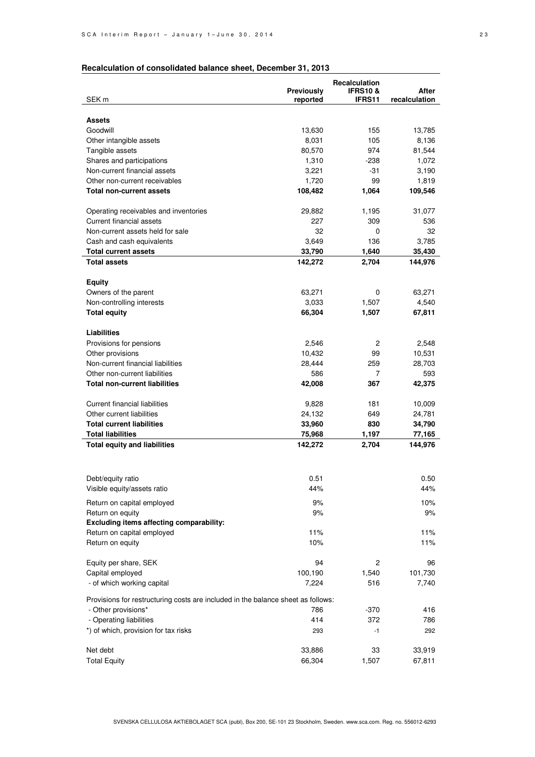## Recalculation of consolidated balance sheet, December 31, 2013

| SEK m | Previously reported | Recalculation IFRS10 & IFRS11 | After recalculation |
|---|---|---|---|
| **Assets** | | | |
| Goodwill | 13,630 | 155 | 13,785 |
| Other intangible assets | 8,031 | 105 | 8,136 |
| Tangible assets | 80,570 | 974 | 81,544 |
| Shares and participations | 1,310 | -238 | 1,072 |
| Non-current financial assets | 3,221 | -31 | 3,190 |
| Other non-current receivables | 1,720 | 99 | 1,819 |
| **Total non-current assets** | **108,482** | **1,064** | **109,546** |
| Operating receivables and inventories | 29,882 | 1,195 | 31,077 |
| Current financial assets | 227 | 309 | 536 |
| Non-current assets held for sale | 32 | 0 | 32 |
| Cash and cash equivalents | 3,649 | 136 | 3,785 |
| **Total current assets** | **33,790** | **1,640** | **35,430** |
| **Total assets** | **142,272** | **2,704** | **144,976** |
| **Equity** | | | |
| Owners of the parent | 63,271 | 0 | 63,271 |
| Non-controlling interests | 3,033 | 1,507 | 4,540 |
| **Total equity** | **66,304** | **1,507** | **67,811** |
| **Liabilities** | | | |
| Provisions for pensions | 2,546 | 2 | 2,548 |
| Other provisions | 10,432 | 99 | 10,531 |
| Non-current financial liabilities | 28,444 | 259 | 28,703 |
| Other non-current liabilities | 586 | 7 | 593 |
| **Total non-current liabilities** | **42,008** | **367** | **42,375** |
| Current financial liabilities | 9,828 | 181 | 10,009 |
| Other current liabilities | 24,132 | 649 | 24,781 |
| **Total current liabilities** | **33,960** | **830** | **34,790** |
| **Total liabilities** | **75,968** | **1,197** | **77,165** |
| **Total equity and liabilities** | **142,272** | **2,704** | **144,976** |

| | Previously reported | Recalculation IFRS10 & IFRS11 | After recalculation |
|---|---|---|---|
| Debt/equity ratio | 0.51 | | 0.50 |
| Visible equity/assets ratio | 44% | | 44% |
| Return on capital employed | 9% | | 10% |
| Return on equity | 9% | | 9% |
| **Excluding items affecting comparability:** | | | |
| Return on capital employed | 11% | | 11% |
| Return on equity | 10% | | 11% |
| Equity per share, SEK | 94 | 2 | 96 |
| Capital employed | 100,190 | 1,540 | 101,730 |
| - of which working capital | 7,224 | 516 | 7,740 |
| Provisions for restructuring costs are included in the balance sheet as follows: | | | |
| - Other provisions* | 786 | -370 | 416 |
| - Operating liabilities | 414 | 372 | 786 |
| *) of which, provision for tax risks | 293 | -1 | 292 |
| Net debt | 33,886 | 33 | 33,919 |
| Total Equity | 66,304 | 1,507 | 67,811 |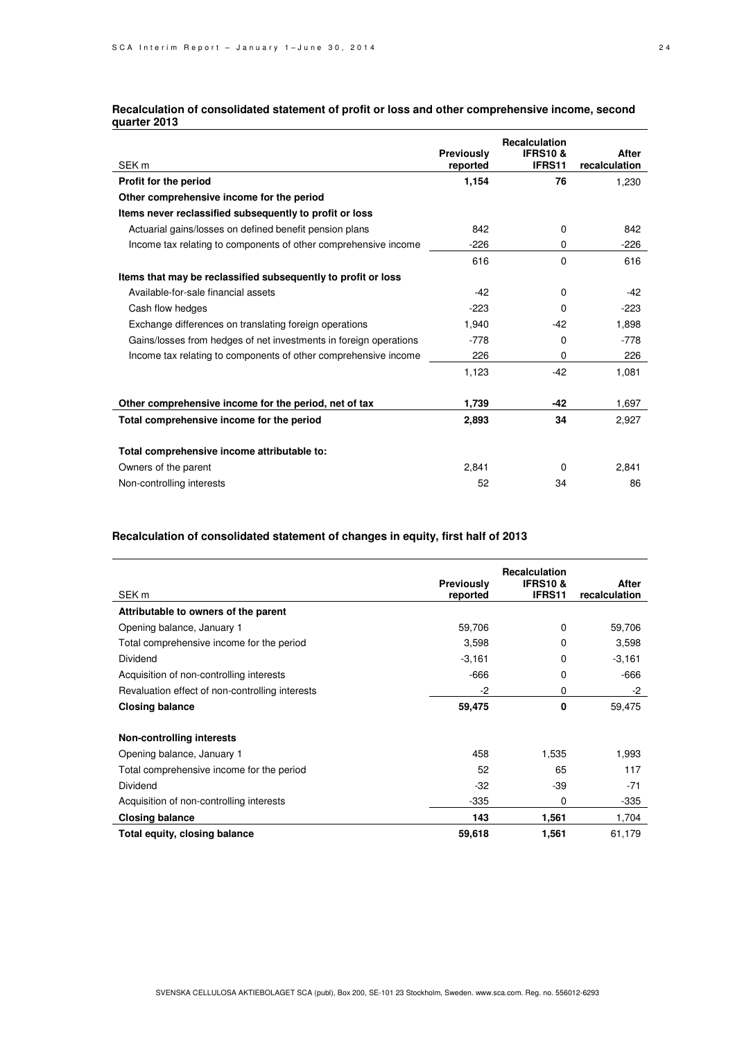### Recalculation of consolidated statement of profit or loss and other comprehensive income, second quarter 2013

| SEK m | Previously reported | Recalculation IFRS10 & IFRS11 | After recalculation |
|---|---|---|---|
| **Profit for the period** | **1,154** | **76** | 1,230 |
| **Other comprehensive income for the period** | | | |
| **Items never reclassified subsequently to profit or loss** | | | |
| Actuarial gains/losses on defined benefit pension plans | 842 | 0 | 842 |
| Income tax relating to components of other comprehensive income | -226 | 0 | -226 |
| | 616 | 0 | 616 |
| **Items that may be reclassified subsequently to profit or loss** | | | |
| Available-for-sale financial assets | -42 | 0 | -42 |
| Cash flow hedges | -223 | 0 | -223 |
| Exchange differences on translating foreign operations | 1,940 | -42 | 1,898 |
| Gains/losses from hedges of net investments in foreign operations | -778 | 0 | -778 |
| Income tax relating to components of other comprehensive income | 226 | 0 | 226 |
| | 1,123 | -42 | 1,081 |
| **Other comprehensive income for the period, net of tax** | **1,739** | **-42** | 1,697 |
| **Total comprehensive income for the period** | **2,893** | **34** | 2,927 |
| **Total comprehensive income attributable to:** | | | |
| Owners of the parent | 2,841 | 0 | 2,841 |
| Non-controlling interests | 52 | 34 | 86 |

### Recalculation of consolidated statement of changes in equity, first half of 2013

| SEK m | Previously reported | Recalculation IFRS10 & IFRS11 | After recalculation |
|---|---|---|---|
| **Attributable to owners of the parent** | | | |
| Opening balance, January 1 | 59,706 | 0 | 59,706 |
| Total comprehensive income for the period | 3,598 | 0 | 3,598 |
| Dividend | -3,161 | 0 | -3,161 |
| Acquisition of non-controlling interests | -666 | 0 | -666 |
| Revaluation effect of non-controlling interests | -2 | 0 | -2 |
| **Closing balance** | **59,475** | **0** | 59,475 |
| **Non-controlling interests** | | | |
| Opening balance, January 1 | 458 | 1,535 | 1,993 |
| Total comprehensive income for the period | 52 | 65 | 117 |
| Dividend | -32 | -39 | -71 |
| Acquisition of non-controlling interests | -335 | 0 | -335 |
| **Closing balance** | **143** | **1,561** | 1,704 |
| **Total equity, closing balance** | **59,618** | **1,561** | 61,179 |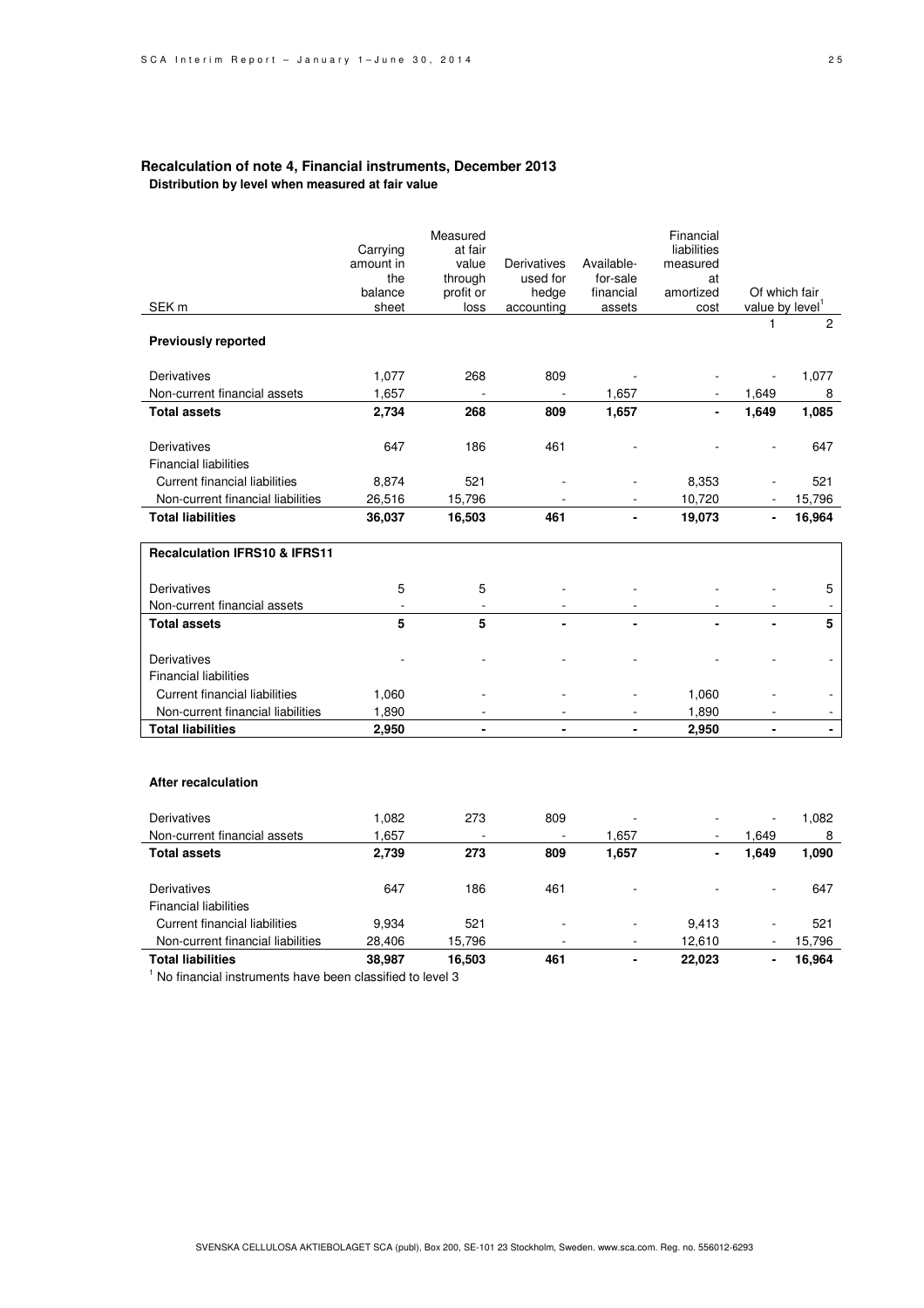## Recalculation of note 4, Financial instruments, December 2013

**Distribution by level when measured at fair value**

| SEK m | Carrying amount in the balance sheet | Measured at fair value through profit or loss | Derivatives used for hedge accounting | Available-for-sale financial assets | Financial liabilities measured at amortized cost | Of which fair value by level[1] | |
|---|---|---|---|---|---|---|---|
| | | | | | | 1 | 2 |
| **Previously reported** | | | | | | | |
| Derivatives | 1,077 | 268 | 809 | - | - | - | 1,077 |
| Non-current financial assets | 1,657 | - | - | 1,657 | - | 1,649 | 8 |
| **Total assets** | **2,734** | **268** | **809** | **1,657** | **-** | **1,649** | **1,085** |
| Derivatives | 647 | 186 | 461 | - | - | - | 647 |
| Financial liabilities | | | | | | | |
| Current financial liabilities | 8,874 | 521 | - | - | 8,353 | - | 521 |
| Non-current financial liabilities | 26,516 | 15,796 | - | - | 10,720 | - | 15,796 |
| **Total liabilities** | **36,037** | **16,503** | **461** | **-** | **19,073** | **-** | **16,964** |
| **Recalculation IFRS10 & IFRS11** | | | | | | | |
| Derivatives | 5 | 5 | - | - | - | - | 5 |
| Non-current financial assets | - | - | - | - | - | - | - |
| **Total assets** | **5** | **5** | **-** | **-** | **-** | **-** | **5** |
| Derivatives | - | - | - | - | - | - | - |
| Financial liabilities | | | | | | | |
| Current financial liabilities | 1,060 | - | - | - | 1,060 | - | - |
| Non-current financial liabilities | 1,890 | - | - | - | 1,890 | - | - |
| **Total liabilities** | **2,950** | **-** | **-** | **-** | **2,950** | **-** | **-** |
| **After recalculation** | | | | | | | |
| Derivatives | 1,082 | 273 | 809 | - | - | - | 1,082 |
| Non-current financial assets | 1,657 | - | - | 1,657 | - | 1,649 | 8 |
| **Total assets** | **2,739** | **273** | **809** | **1,657** | **-** | **1,649** | **1,090** |
| Derivatives | 647 | 186 | 461 | - | - | - | 647 |
| Financial liabilities | | | | | | | |
| Current financial liabilities | 9,934 | 521 | - | - | 9,413 | - | 521 |
| Non-current financial liabilities | 28,406 | 15,796 | - | - | 12,610 | - | 15,796 |
| **Total liabilities** | **38,987** | **16,503** | **461** | **-** | **22,023** | **-** | **16,964** |

[1] No financial instruments have been classified to level 3

SVENSKA CELLULOSA AKTIEBOLAGET SCA (publ), Box 200, SE-101 23 Stockholm, Sweden. www.sca.com. Reg. no. 556012-6293